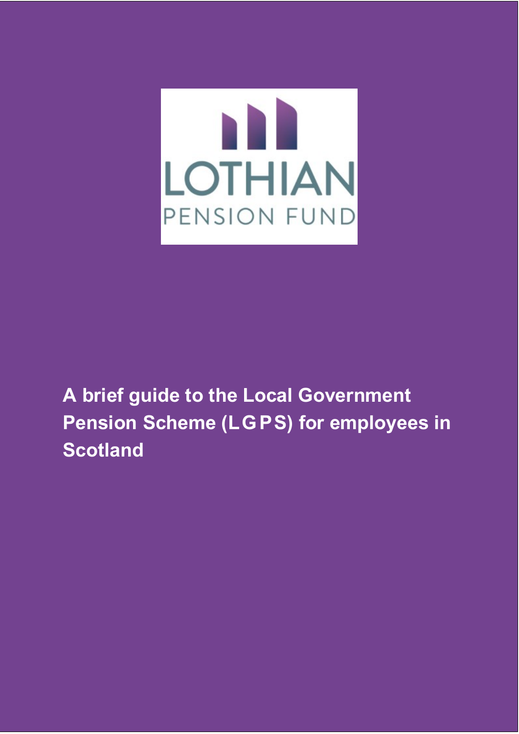LOTHIAN

PENSION FUND

# A brief guide to the Local Government Pension Scheme (LGPS) for employees in Scotland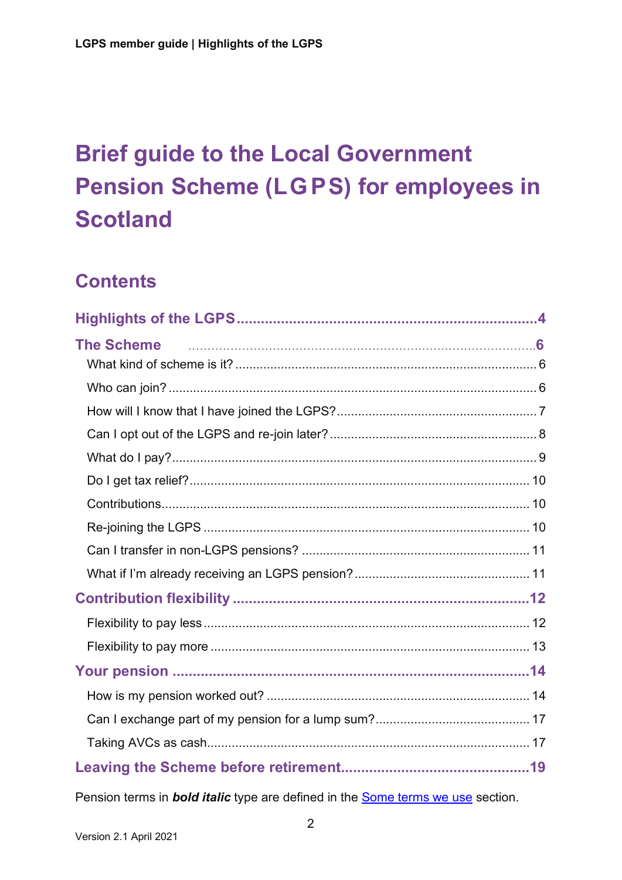# Brief guide to the Local Government Pension Scheme (LGPS) for employees in Scotland

## Contents

**Highlights of the LGPS** .......... 4

**The Scheme** .......... 6

- What kind of scheme is it? .......... 6
- Who can join? .......... 6
- How will I know that I have joined the LGPS? .......... 7
- Can I opt out of the LGPS and re-join later? .......... 8
- What do I pay? .......... 9
- Do I get tax relief? .......... 10
- Contributions .......... 10
- Re-joining the LGPS .......... 10
- Can I transfer in non-LGPS pensions? .......... 11
- What if I'm already receiving an LGPS pension? .......... 11

**Contribution flexibility** .......... 12

- Flexibility to pay less .......... 12
- Flexibility to pay more .......... 13

**Your pension** .......... 14

- How is my pension worked out? .......... 14
- Can I exchange part of my pension for a lump sum? .......... 17
- Taking AVCs as cash .......... 17

**Leaving the Scheme before retirement** .......... 19

Pension terms in ***bold italic*** type are defined in the Some terms we use section.

Version 2.1 April 2021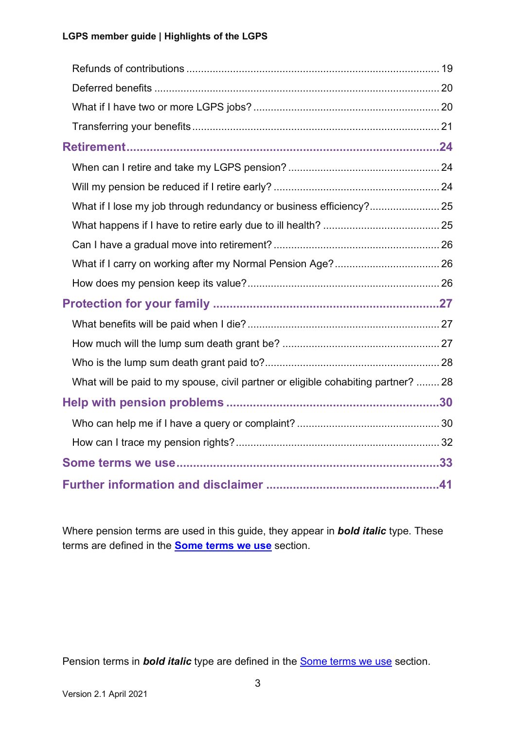Refunds of contributions ..................................................................................... 19

Deferred benefits ................................................................................................. 20

What if I have two or more LGPS jobs? ............................................................... 20

Transferring your benefits .................................................................................... 21

**Retirement ........................................................................................................... 24**

When can I retire and take my LGPS pension? ................................................... 24

Will my pension be reduced if I retire early? ........................................................ 24

What if I lose my job through redundancy or business efficiency? ........................ 25

What happens if I have to retire early due to ill health? ........................................ 25

Can I have a gradual move into retirement? ......................................................... 26

What if I carry on working after my Normal Pension Age? .................................... 26

How does my pension keep its value? ................................................................. 26

**Protection for your family ................................................................................... 27**

What benefits will be paid when I die? ................................................................. 27

How much will the lump sum death grant be? ..................................................... 27

Who is the lump sum death grant paid to? ........................................................... 28

What will be paid to my spouse, civil partner or eligible cohabiting partner? ........ 28

**Help with pension problems .............................................................................. 30**

Who can help me if I have a query or complaint? ................................................ 30

How can I trace my pension rights? ..................................................................... 32

**Some terms we use ............................................................................................ 33**

**Further information and disclaimer ................................................................... 41**

Where pension terms are used in this guide, they appear in ***bold italic*** type. These terms are defined in the **Some terms we use** section.

Pension terms in ***bold italic*** type are defined in the Some terms we use section.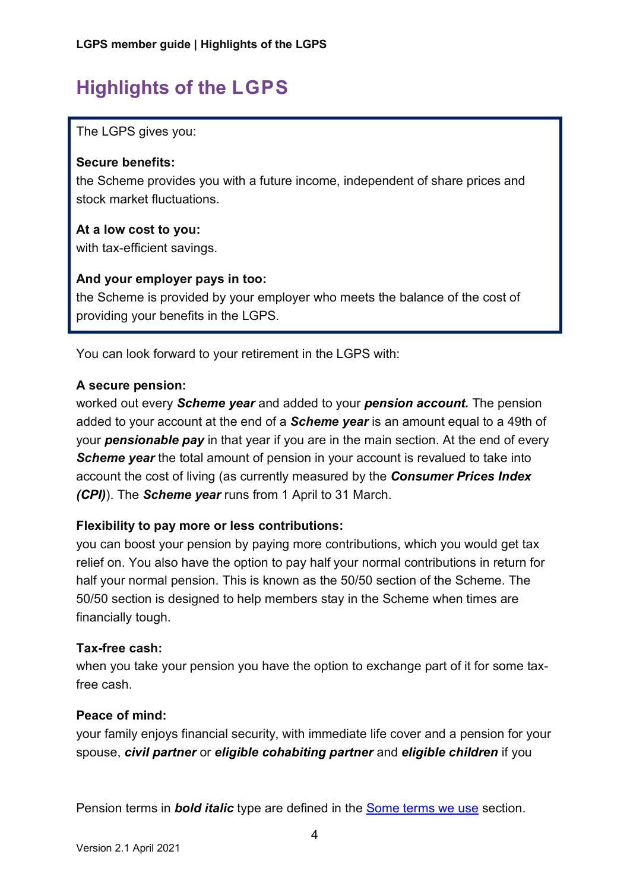# Highlights of the LGPS

The LGPS gives you:

**Secure benefits:**
the Scheme provides you with a future income, independent of share prices and stock market fluctuations.

**At a low cost to you:**
with tax-efficient savings.

**And your employer pays in too:**
the Scheme is provided by your employer who meets the balance of the cost of providing your benefits in the LGPS.

You can look forward to your retirement in the LGPS with:

**A secure pension:**
worked out every ***Scheme year*** and added to your ***pension account.*** The pension added to your account at the end of a ***Scheme year*** is an amount equal to a 49th of your ***pensionable pay*** in that year if you are in the main section. At the end of every ***Scheme year*** the total amount of pension in your account is revalued to take into account the cost of living (as currently measured by the ***Consumer Prices Index (CPI)***). The ***Scheme year*** runs from 1 April to 31 March.

**Flexibility to pay more or less contributions:**
you can boost your pension by paying more contributions, which you would get tax relief on. You also have the option to pay half your normal contributions in return for half your normal pension. This is known as the 50/50 section of the Scheme. The 50/50 section is designed to help members stay in the Scheme when times are financially tough.

**Tax-free cash:**
when you take your pension you have the option to exchange part of it for some tax-free cash.

**Peace of mind:**
your family enjoys financial security, with immediate life cover and a pension for your spouse, ***civil partner*** or ***eligible cohabiting partner*** and ***eligible children*** if you

Pension terms in ***bold italic*** type are defined in the Some terms we use section.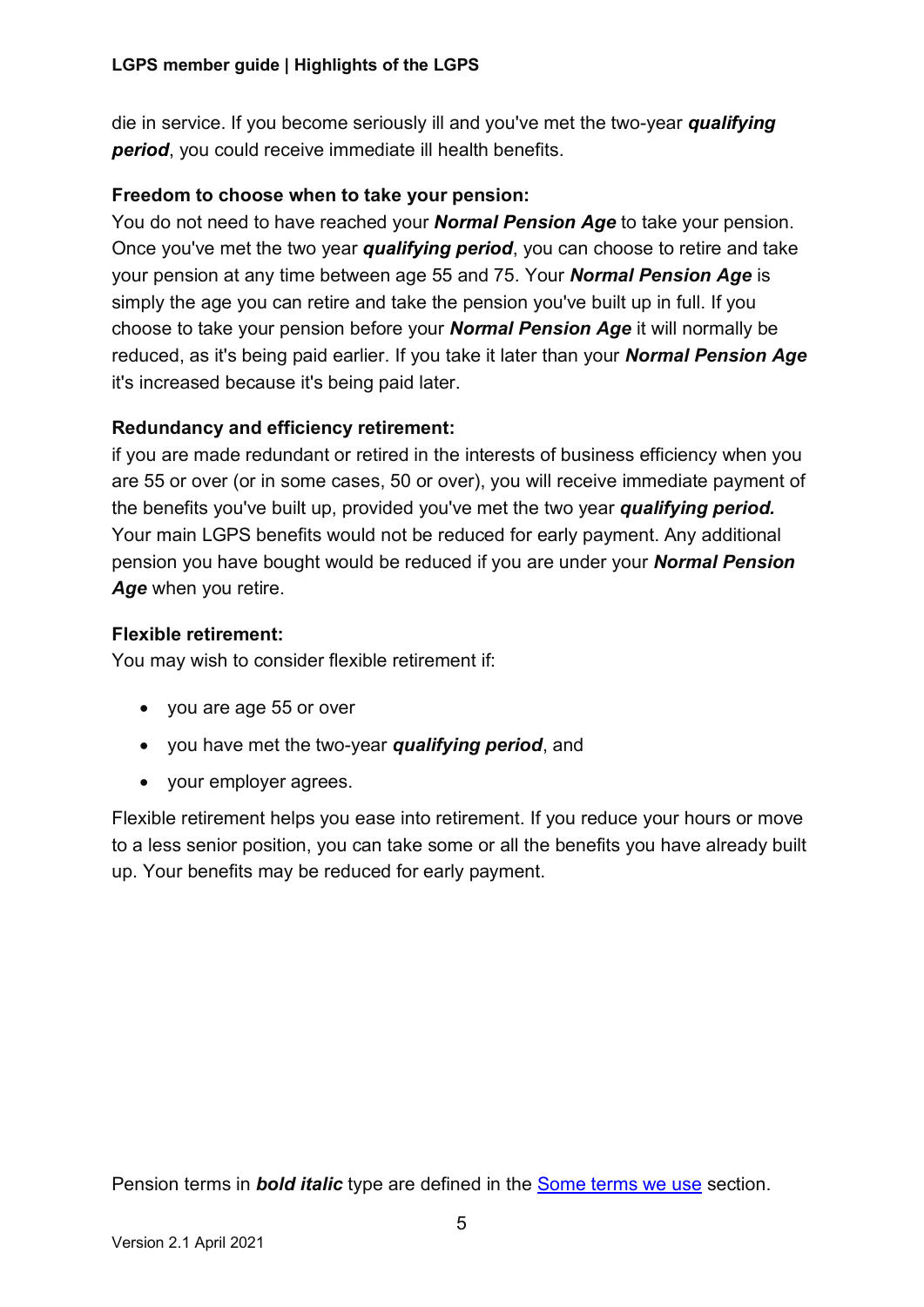die in service. If you become seriously ill and you've met the two-year ***qualifying period***, you could receive immediate ill health benefits.

**Freedom to choose when to take your pension:**
You do not need to have reached your ***Normal Pension Age*** to take your pension. Once you've met the two year ***qualifying period***, you can choose to retire and take your pension at any time between age 55 and 75. Your ***Normal Pension Age*** is simply the age you can retire and take the pension you've built up in full. If you choose to take your pension before your ***Normal Pension Age*** it will normally be reduced, as it's being paid earlier. If you take it later than your ***Normal Pension Age*** it's increased because it's being paid later.

**Redundancy and efficiency retirement:**
if you are made redundant or retired in the interests of business efficiency when you are 55 or over (or in some cases, 50 or over), you will receive immediate payment of the benefits you've built up, provided you've met the two year ***qualifying period.*** Your main LGPS benefits would not be reduced for early payment. Any additional pension you have bought would be reduced if you are under your ***Normal Pension Age*** when you retire.

**Flexible retirement:**
You may wish to consider flexible retirement if:

- you are age 55 or over
- you have met the two-year ***qualifying period***, and
- your employer agrees.

Flexible retirement helps you ease into retirement. If you reduce your hours or move to a less senior position, you can take some or all the benefits you have already built up. Your benefits may be reduced for early payment.

Pension terms in ***bold italic*** type are defined in the [Some terms we use]() section.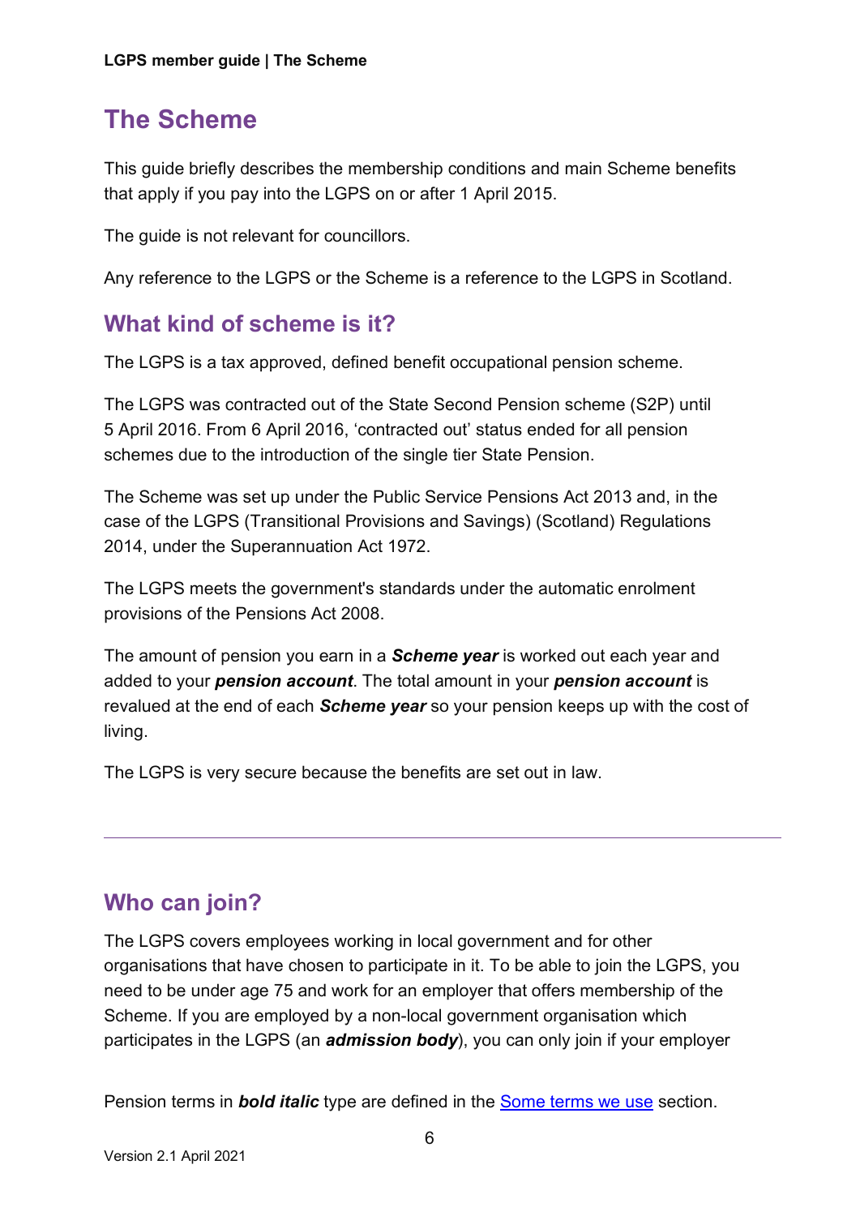# The Scheme

This guide briefly describes the membership conditions and main Scheme benefits that apply if you pay into the LGPS on or after 1 April 2015.

The guide is not relevant for councillors.

Any reference to the LGPS or the Scheme is a reference to the LGPS in Scotland.

## What kind of scheme is it?

The LGPS is a tax approved, defined benefit occupational pension scheme.

The LGPS was contracted out of the State Second Pension scheme (S2P) until 5 April 2016. From 6 April 2016, 'contracted out' status ended for all pension schemes due to the introduction of the single tier State Pension.

The Scheme was set up under the Public Service Pensions Act 2013 and, in the case of the LGPS (Transitional Provisions and Savings) (Scotland) Regulations 2014, under the Superannuation Act 1972.

The LGPS meets the government's standards under the automatic enrolment provisions of the Pensions Act 2008.

The amount of pension you earn in a ***Scheme year*** is worked out each year and added to your ***pension account***. The total amount in your ***pension account*** is revalued at the end of each ***Scheme year*** so your pension keeps up with the cost of living.

The LGPS is very secure because the benefits are set out in law.

---

## Who can join?

The LGPS covers employees working in local government and for other organisations that have chosen to participate in it. To be able to join the LGPS, you need to be under age 75 and work for an employer that offers membership of the Scheme. If you are employed by a non-local government organisation which participates in the LGPS (an ***admission body***), you can only join if your employer

Pension terms in ***bold italic*** type are defined in the [Some terms we use] section.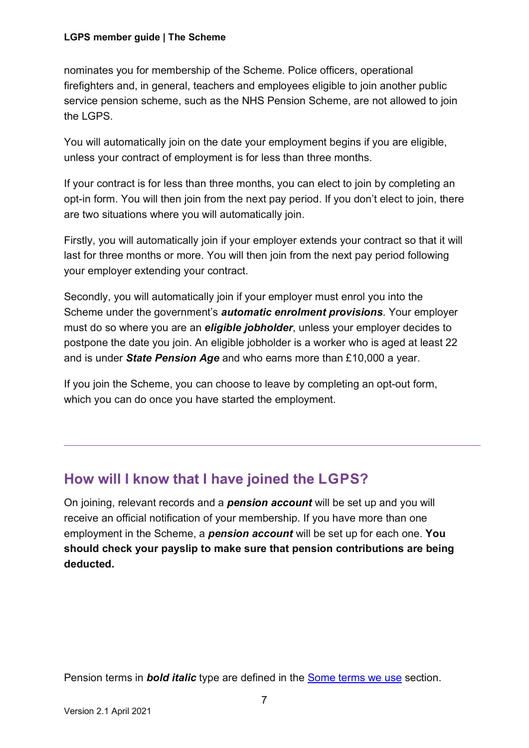nominates you for membership of the Scheme. Police officers, operational firefighters and, in general, teachers and employees eligible to join another public service pension scheme, such as the NHS Pension Scheme, are not allowed to join the LGPS.

You will automatically join on the date your employment begins if you are eligible, unless your contract of employment is for less than three months.

If your contract is for less than three months, you can elect to join by completing an opt-in form. You will then join from the next pay period. If you don't elect to join, there are two situations where you will automatically join.

Firstly, you will automatically join if your employer extends your contract so that it will last for three months or more. You will then join from the next pay period following your employer extending your contract.

Secondly, you will automatically join if your employer must enrol you into the Scheme under the government's ***automatic enrolment provisions***. Your employer must do so where you are an ***eligible jobholder***, unless your employer decides to postpone the date you join. An eligible jobholder is a worker who is aged at least 22 and is under ***State Pension Age*** and who earns more than £10,000 a year.

If you join the Scheme, you can choose to leave by completing an opt-out form, which you can do once you have started the employment.

---

## How will I know that I have joined the LGPS?

On joining, relevant records and a ***pension account*** will be set up and you will receive an official notification of your membership. If you have more than one employment in the Scheme, a ***pension account*** will be set up for each one. **You should check your payslip to make sure that pension contributions are being deducted.**

Pension terms in ***bold italic*** type are defined in the [Some terms we use] section.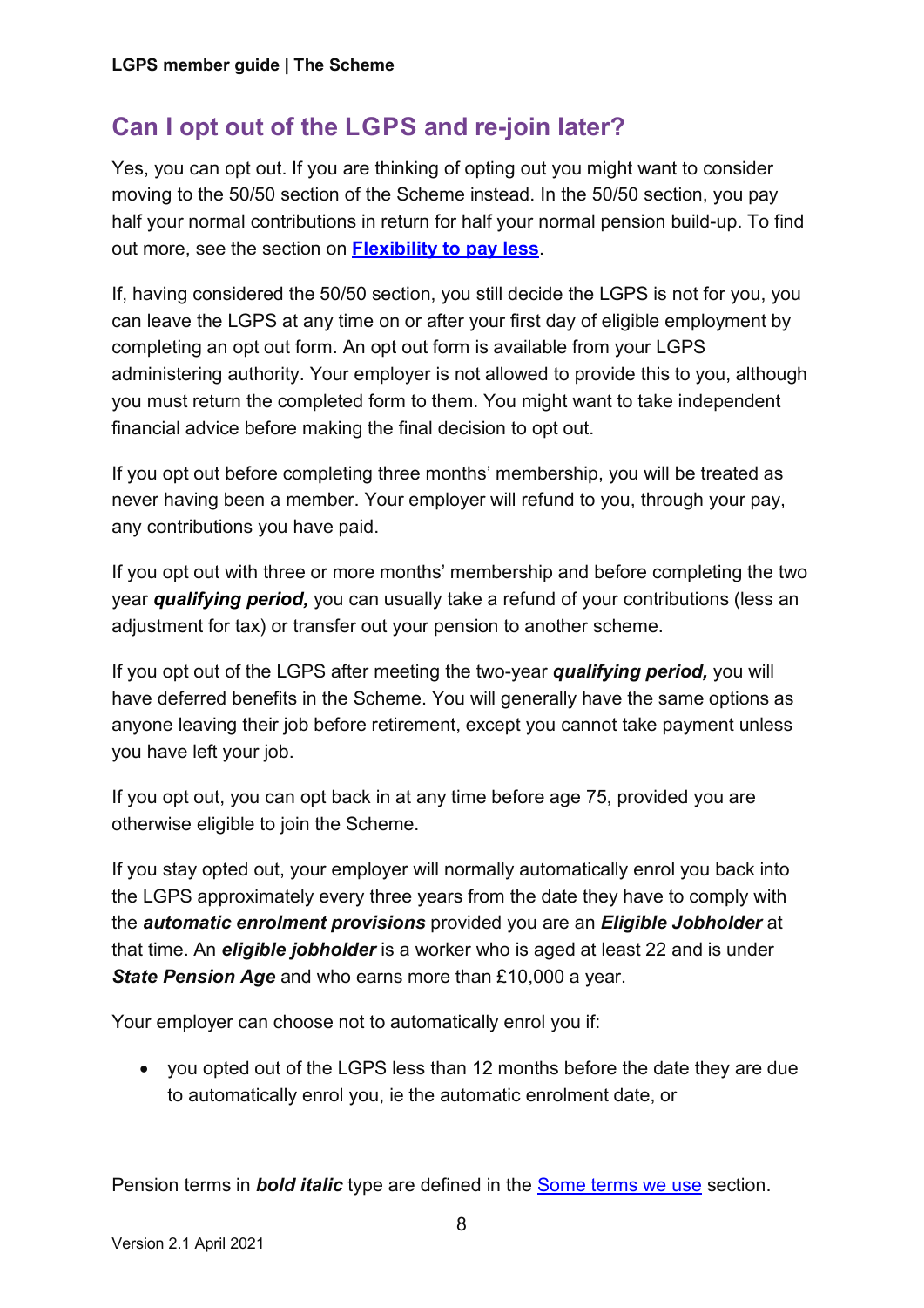## Can I opt out of the LGPS and re-join later?

Yes, you can opt out. If you are thinking of opting out you might want to consider moving to the 50/50 section of the Scheme instead. In the 50/50 section, you pay half your normal contributions in return for half your normal pension build-up. To find out more, see the section on **Flexibility to pay less**.

If, having considered the 50/50 section, you still decide the LGPS is not for you, you can leave the LGPS at any time on or after your first day of eligible employment by completing an opt out form. An opt out form is available from your LGPS administering authority. Your employer is not allowed to provide this to you, although you must return the completed form to them. You might want to take independent financial advice before making the final decision to opt out.

If you opt out before completing three months' membership, you will be treated as never having been a member. Your employer will refund to you, through your pay, any contributions you have paid.

If you opt out with three or more months' membership and before completing the two year ***qualifying period,*** you can usually take a refund of your contributions (less an adjustment for tax) or transfer out your pension to another scheme.

If you opt out of the LGPS after meeting the two-year ***qualifying period,*** you will have deferred benefits in the Scheme. You will generally have the same options as anyone leaving their job before retirement, except you cannot take payment unless you have left your job.

If you opt out, you can opt back in at any time before age 75, provided you are otherwise eligible to join the Scheme.

If you stay opted out, your employer will normally automatically enrol you back into the LGPS approximately every three years from the date they have to comply with the ***automatic enrolment provisions*** provided you are an ***Eligible Jobholder*** at that time. An ***eligible jobholder*** is a worker who is aged at least 22 and is under ***State Pension Age*** and who earns more than £10,000 a year.

Your employer can choose not to automatically enrol you if:

- you opted out of the LGPS less than 12 months before the date they are due to automatically enrol you, ie the automatic enrolment date, or

Pension terms in ***bold italic*** type are defined in the Some terms we use section.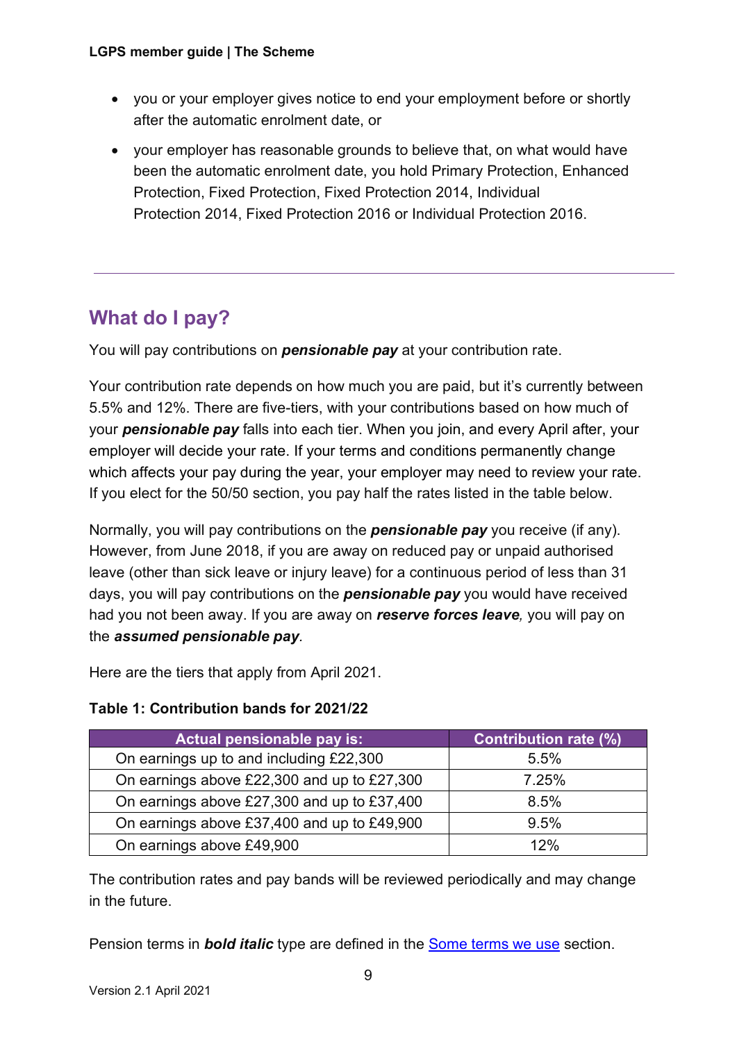- you or your employer gives notice to end your employment before or shortly after the automatic enrolment date, or
- your employer has reasonable grounds to believe that, on what would have been the automatic enrolment date, you hold Primary Protection, Enhanced Protection, Fixed Protection, Fixed Protection 2014, Individual Protection 2014, Fixed Protection 2016 or Individual Protection 2016.

---

## What do I pay?

You will pay contributions on ***pensionable pay*** at your contribution rate.

Your contribution rate depends on how much you are paid, but it's currently between 5.5% and 12%. There are five-tiers, with your contributions based on how much of your ***pensionable pay*** falls into each tier. When you join, and every April after, your employer will decide your rate. If your terms and conditions permanently change which affects your pay during the year, your employer may need to review your rate. If you elect for the 50/50 section, you pay half the rates listed in the table below.

Normally, you will pay contributions on the ***pensionable pay*** you receive (if any). However, from June 2018, if you are away on reduced pay or unpaid authorised leave (other than sick leave or injury leave) for a continuous period of less than 31 days, you will pay contributions on the ***pensionable pay*** you would have received had you not been away. If you are away on ***reserve forces leave***, you will pay on the ***assumed pensionable pay***.

Here are the tiers that apply from April 2021.

**Table 1: Contribution bands for 2021/22**

| Actual pensionable pay is: | Contribution rate (%) |
|---|---|
| On earnings up to and including £22,300 | 5.5% |
| On earnings above £22,300 and up to £27,300 | 7.25% |
| On earnings above £27,300 and up to £37,400 | 8.5% |
| On earnings above £37,400 and up to £49,900 | 9.5% |
| On earnings above £49,900 | 12% |

The contribution rates and pay bands will be reviewed periodically and may change in the future.

Pension terms in ***bold italic*** type are defined in the Some terms we use section.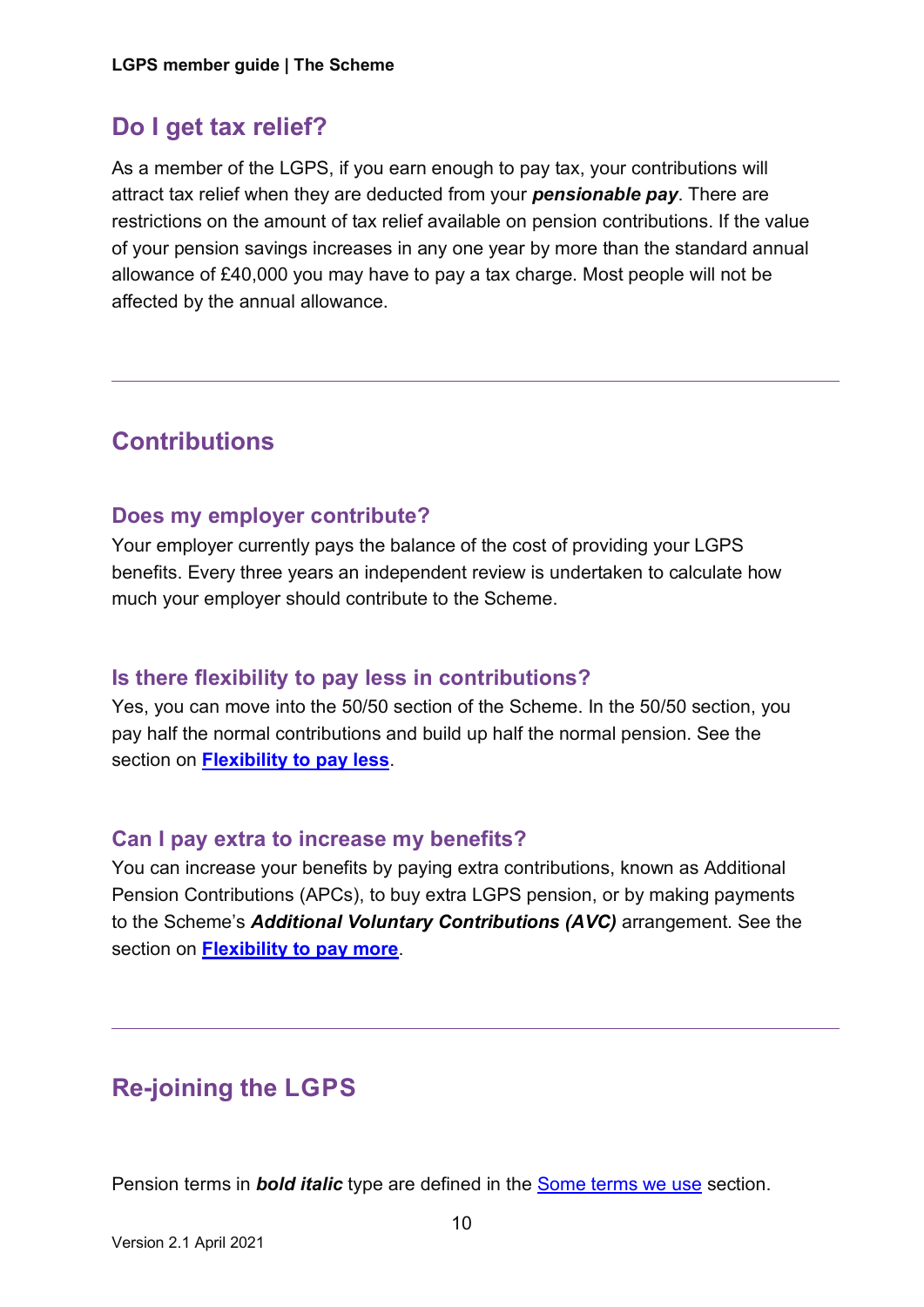## Do I get tax relief?

As a member of the LGPS, if you earn enough to pay tax, your contributions will attract tax relief when they are deducted from your ***pensionable pay***. There are restrictions on the amount of tax relief available on pension contributions. If the value of your pension savings increases in any one year by more than the standard annual allowance of £40,000 you may have to pay a tax charge. Most people will not be affected by the annual allowance.

---

## Contributions

### Does my employer contribute?

Your employer currently pays the balance of the cost of providing your LGPS benefits. Every three years an independent review is undertaken to calculate how much your employer should contribute to the Scheme.

### Is there flexibility to pay less in contributions?

Yes, you can move into the 50/50 section of the Scheme. In the 50/50 section, you pay half the normal contributions and build up half the normal pension. See the section on **Flexibility to pay less**.

### Can I pay extra to increase my benefits?

You can increase your benefits by paying extra contributions, known as Additional Pension Contributions (APCs), to buy extra LGPS pension, or by making payments to the Scheme's ***Additional Voluntary Contributions (AVC)*** arrangement. See the section on **Flexibility to pay more**.

---

## Re-joining the LGPS

Pension terms in ***bold italic*** type are defined in the Some terms we use section.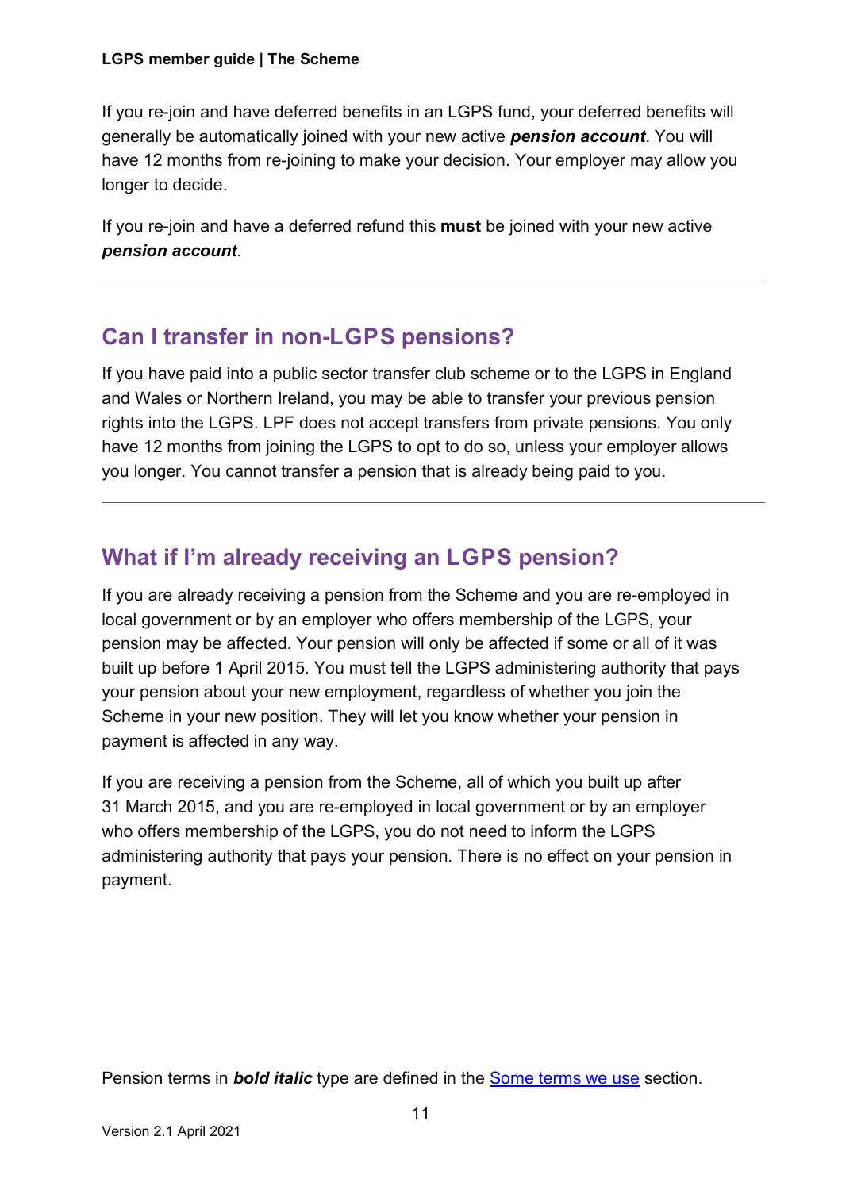If you re-join and have deferred benefits in an LGPS fund, your deferred benefits will generally be automatically joined with your new active ***pension account***. You will have 12 months from re-joining to make your decision. Your employer may allow you longer to decide.

If you re-join and have a deferred refund this **must** be joined with your new active ***pension account***.

---

## Can I transfer in non-LGPS pensions?

If you have paid into a public sector transfer club scheme or to the LGPS in England and Wales or Northern Ireland, you may be able to transfer your previous pension rights into the LGPS. LPF does not accept transfers from private pensions. You only have 12 months from joining the LGPS to opt to do so, unless your employer allows you longer. You cannot transfer a pension that is already being paid to you.

---

## What if I'm already receiving an LGPS pension?

If you are already receiving a pension from the Scheme and you are re-employed in local government or by an employer who offers membership of the LGPS, your pension may be affected. Your pension will only be affected if some or all of it was built up before 1 April 2015. You must tell the LGPS administering authority that pays your pension about your new employment, regardless of whether you join the Scheme in your new position. They will let you know whether your pension in payment is affected in any way.

If you are receiving a pension from the Scheme, all of which you built up after 31 March 2015, and you are re-employed in local government or by an employer who offers membership of the LGPS, you do not need to inform the LGPS administering authority that pays your pension. There is no effect on your pension in payment.

Pension terms in ***bold italic*** type are defined in the [Some terms we use]() section.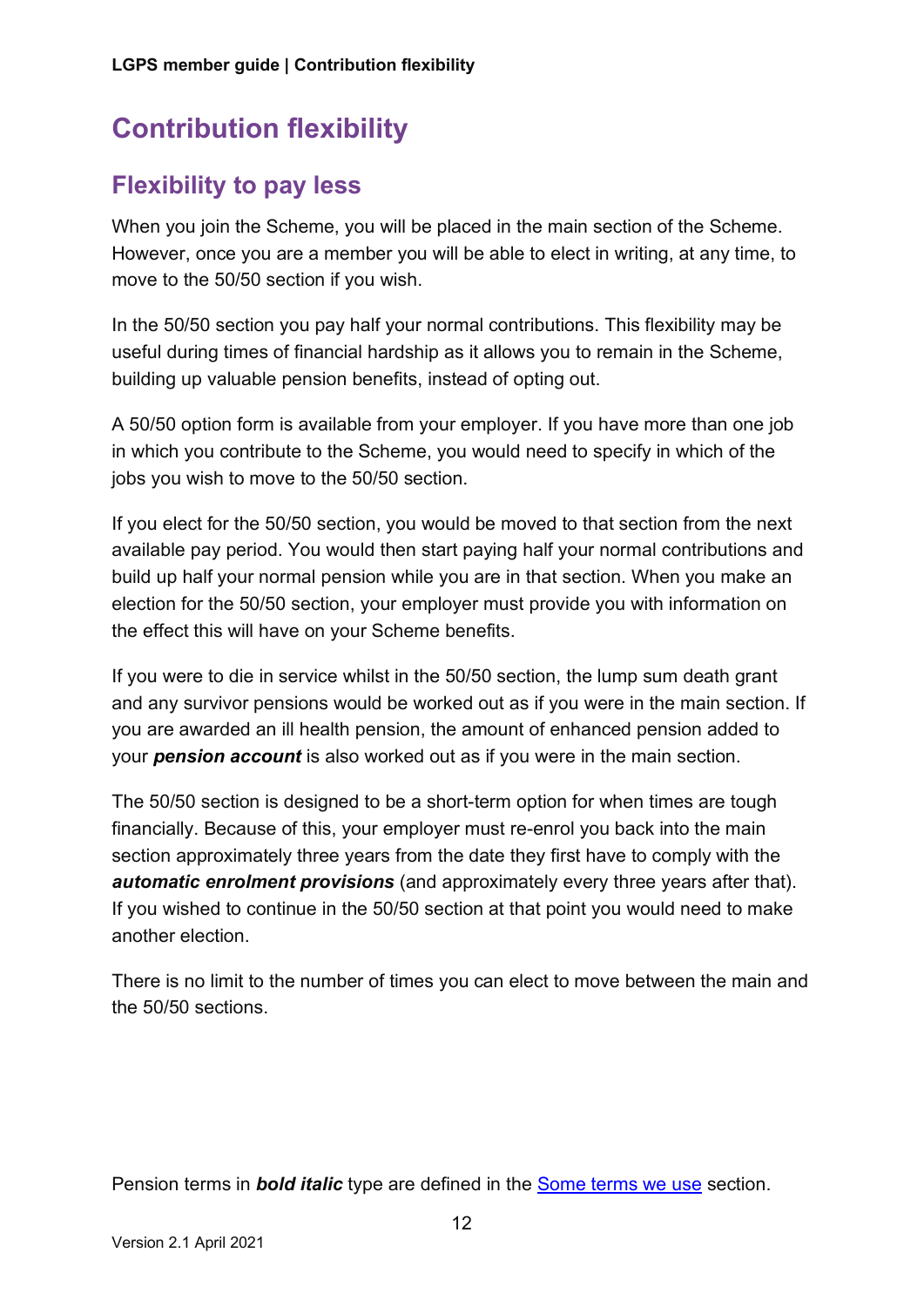# Contribution flexibility

## Flexibility to pay less

When you join the Scheme, you will be placed in the main section of the Scheme. However, once you are a member you will be able to elect in writing, at any time, to move to the 50/50 section if you wish.

In the 50/50 section you pay half your normal contributions. This flexibility may be useful during times of financial hardship as it allows you to remain in the Scheme, building up valuable pension benefits, instead of opting out.

A 50/50 option form is available from your employer. If you have more than one job in which you contribute to the Scheme, you would need to specify in which of the jobs you wish to move to the 50/50 section.

If you elect for the 50/50 section, you would be moved to that section from the next available pay period. You would then start paying half your normal contributions and build up half your normal pension while you are in that section. When you make an election for the 50/50 section, your employer must provide you with information on the effect this will have on your Scheme benefits.

If you were to die in service whilst in the 50/50 section, the lump sum death grant and any survivor pensions would be worked out as if you were in the main section. If you are awarded an ill health pension, the amount of enhanced pension added to your ***pension account*** is also worked out as if you were in the main section.

The 50/50 section is designed to be a short-term option for when times are tough financially. Because of this, your employer must re-enrol you back into the main section approximately three years from the date they first have to comply with the ***automatic enrolment provisions*** (and approximately every three years after that). If you wished to continue in the 50/50 section at that point you would need to make another election.

There is no limit to the number of times you can elect to move between the main and the 50/50 sections.

Pension terms in ***bold italic*** type are defined in the [Some terms we use](#) section.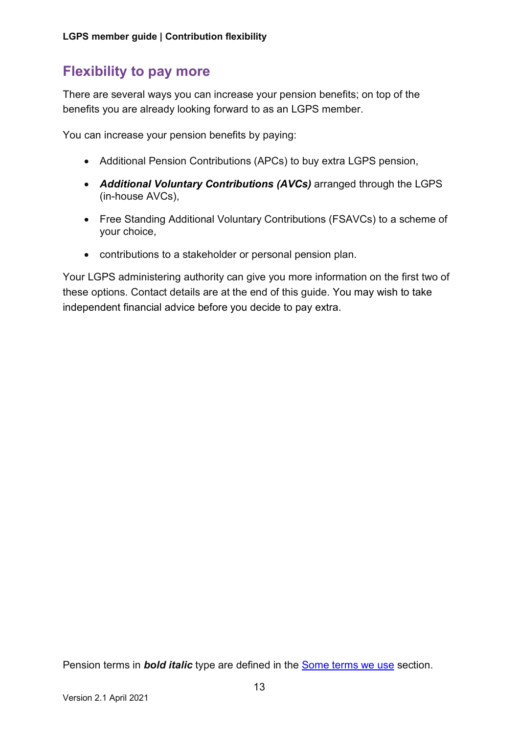## Flexibility to pay more

There are several ways you can increase your pension benefits; on top of the benefits you are already looking forward to as an LGPS member.

You can increase your pension benefits by paying:

- Additional Pension Contributions (APCs) to buy extra LGPS pension,
- ***Additional Voluntary Contributions (AVCs)*** arranged through the LGPS (in-house AVCs),
- Free Standing Additional Voluntary Contributions (FSAVCs) to a scheme of your choice,
- contributions to a stakeholder or personal pension plan.

Your LGPS administering authority can give you more information on the first two of these options. Contact details are at the end of this guide. You may wish to take independent financial advice before you decide to pay extra.

Pension terms in ***bold italic*** type are defined in the [Some terms we use]() section.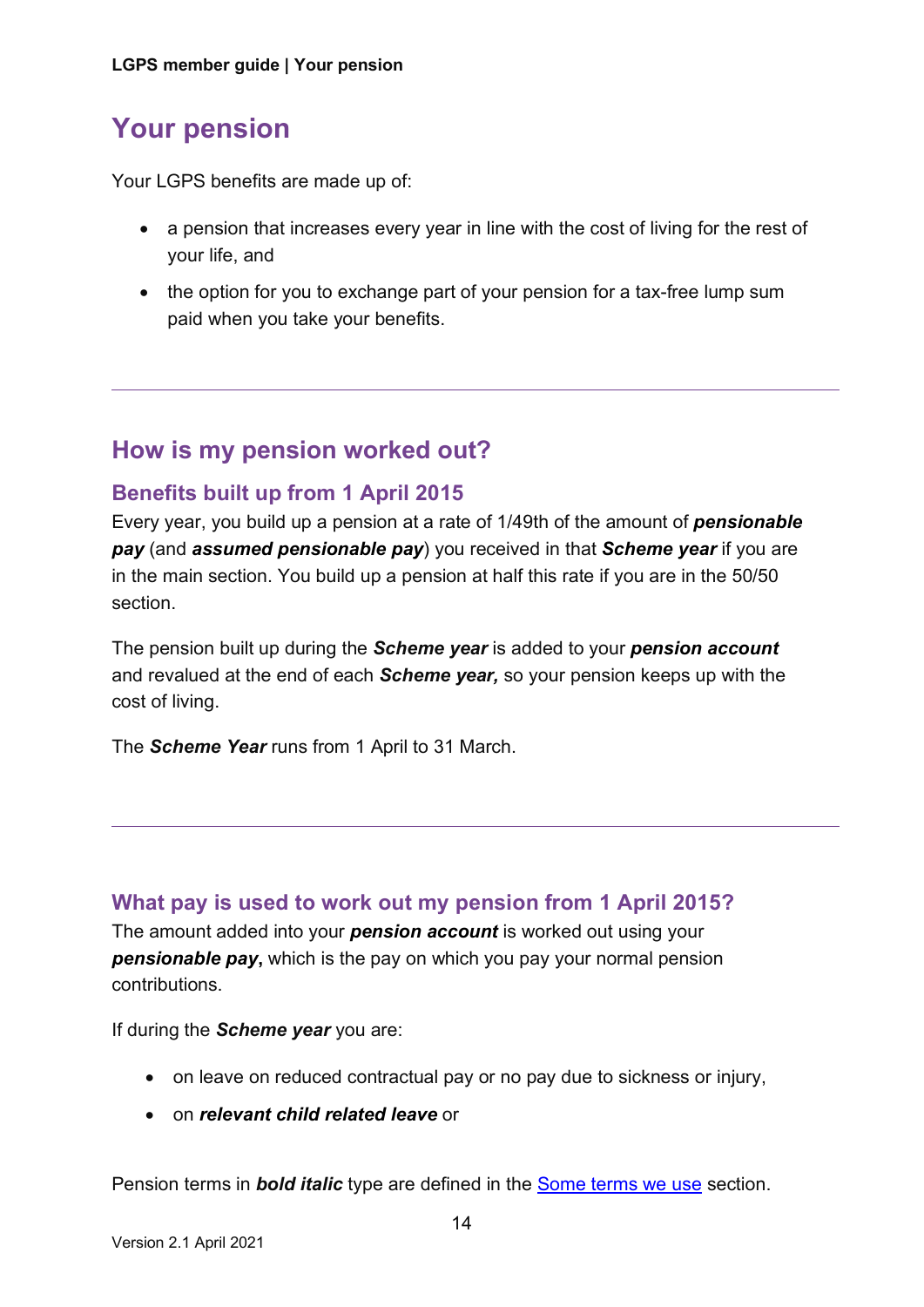# Your pension

Your LGPS benefits are made up of:

- a pension that increases every year in line with the cost of living for the rest of your life, and
- the option for you to exchange part of your pension for a tax-free lump sum paid when you take your benefits.

---

## How is my pension worked out?

### Benefits built up from 1 April 2015

Every year, you build up a pension at a rate of 1/49th of the amount of ***pensionable pay*** (and ***assumed pensionable pay***) you received in that ***Scheme year*** if you are in the main section. You build up a pension at half this rate if you are in the 50/50 section.

The pension built up during the ***Scheme year*** is added to your ***pension account*** and revalued at the end of each ***Scheme year,*** so your pension keeps up with the cost of living.

The ***Scheme Year*** runs from 1 April to 31 March.

---

### What pay is used to work out my pension from 1 April 2015?

The amount added into your ***pension account*** is worked out using your ***pensionable pay*****,** which is the pay on which you pay your normal pension contributions.

If during the ***Scheme year*** you are:

- on leave on reduced contractual pay or no pay due to sickness or injury,
- on ***relevant child related leave*** or

Pension terms in ***bold italic*** type are defined in the [Some terms we use]() section.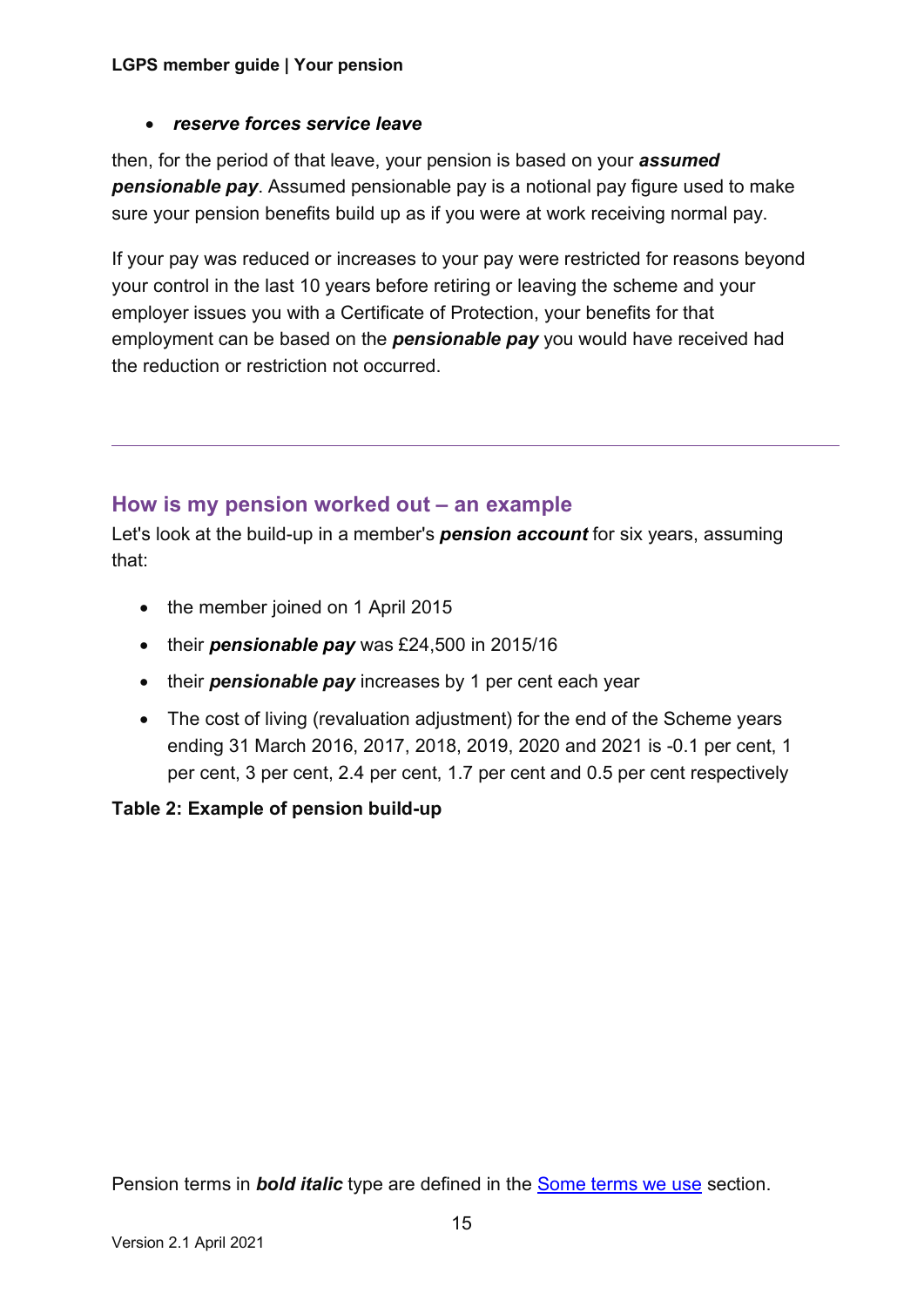- ***reserve forces service leave***

then, for the period of that leave, your pension is based on your ***assumed pensionable pay***. Assumed pensionable pay is a notional pay figure used to make sure your pension benefits build up as if you were at work receiving normal pay.

If your pay was reduced or increases to your pay were restricted for reasons beyond your control in the last 10 years before retiring or leaving the scheme and your employer issues you with a Certificate of Protection, your benefits for that employment can be based on the ***pensionable pay*** you would have received had the reduction or restriction not occurred.

---

## How is my pension worked out – an example

Let's look at the build-up in a member's ***pension account*** for six years, assuming that:

- the member joined on 1 April 2015
- their ***pensionable pay*** was £24,500 in 2015/16
- their ***pensionable pay*** increases by 1 per cent each year
- The cost of living (revaluation adjustment) for the end of the Scheme years ending 31 March 2016, 2017, 2018, 2019, 2020 and 2021 is -0.1 per cent, 1 per cent, 3 per cent, 2.4 per cent, 1.7 per cent and 0.5 per cent respectively

**Table 2: Example of pension build-up**

Pension terms in ***bold italic*** type are defined in the [Some terms we use]() section.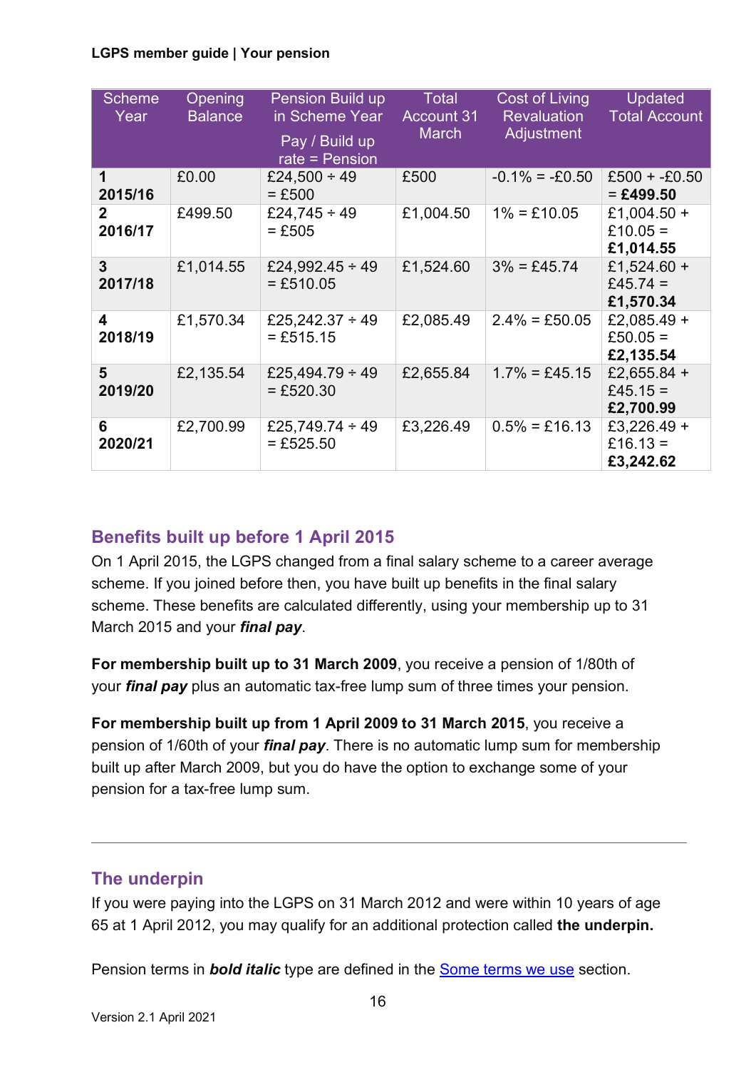| Scheme Year | Opening Balance | Pension Build up in Scheme Year Pay / Build up rate = Pension | Total Account 31 March | Cost of Living Revaluation Adjustment | Updated Total Account |
|---|---|---|---|---|---|
| **1 2015/16** | £0.00 | £24,500 ÷ 49 = £500 | £500 | -0.1% = -£0.50 | £500 + -£0.50 = **£499.50** |
| **2 2016/17** | £499.50 | £24,745 ÷ 49 = £505 | £1,004.50 | 1% = £10.05 | £1,004.50 + £10.05 = **£1,014.55** |
| **3 2017/18** | £1,014.55 | £24,992.45 ÷ 49 = £510.05 | £1,524.60 | 3% = £45.74 | £1,524.60 + £45.74 = **£1,570.34** |
| **4 2018/19** | £1,570.34 | £25,242.37 ÷ 49 = £515.15 | £2,085.49 | 2.4% = £50.05 | £2,085.49 + £50.05 = **£2,135.54** |
| **5 2019/20** | £2,135.54 | £25,494.79 ÷ 49 = £520.30 | £2,655.84 | 1.7% = £45.15 | £2,655.84 + £45.15 = **£2,700.99** |
| **6 2020/21** | £2,700.99 | £25,749.74 ÷ 49 = £525.50 | £3,226.49 | 0.5% = £16.13 | £3,226.49 + £16.13 = **£3,242.62** |

## Benefits built up before 1 April 2015

On 1 April 2015, the LGPS changed from a final salary scheme to a career average scheme. If you joined before then, you have built up benefits in the final salary scheme. These benefits are calculated differently, using your membership up to 31 March 2015 and your ***final pay***.

**For membership built up to 31 March 2009**, you receive a pension of 1/80th of your ***final pay*** plus an automatic tax-free lump sum of three times your pension.

**For membership built up from 1 April 2009 to 31 March 2015**, you receive a pension of 1/60th of your ***final pay***. There is no automatic lump sum for membership built up after March 2009, but you do have the option to exchange some of your pension for a tax-free lump sum.

---

## The underpin

If you were paying into the LGPS on 31 March 2012 and were within 10 years of age 65 at 1 April 2012, you may qualify for an additional protection called **the underpin.**

Pension terms in ***bold italic*** type are defined in the [Some terms we use] section.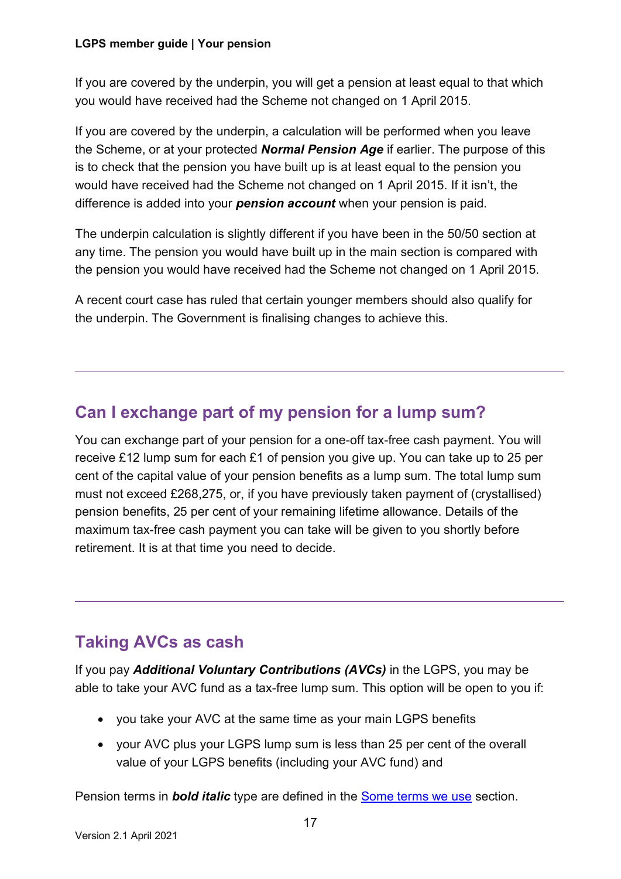If you are covered by the underpin, you will get a pension at least equal to that which you would have received had the Scheme not changed on 1 April 2015.

If you are covered by the underpin, a calculation will be performed when you leave the Scheme, or at your protected ***Normal Pension Age*** if earlier. The purpose of this is to check that the pension you have built up is at least equal to the pension you would have received had the Scheme not changed on 1 April 2015. If it isn't, the difference is added into your ***pension account*** when your pension is paid.

The underpin calculation is slightly different if you have been in the 50/50 section at any time. The pension you would have built up in the main section is compared with the pension you would have received had the Scheme not changed on 1 April 2015.

A recent court case has ruled that certain younger members should also qualify for the underpin. The Government is finalising changes to achieve this.

---

## Can I exchange part of my pension for a lump sum?

You can exchange part of your pension for a one-off tax-free cash payment. You will receive £12 lump sum for each £1 of pension you give up. You can take up to 25 per cent of the capital value of your pension benefits as a lump sum. The total lump sum must not exceed £268,275, or, if you have previously taken payment of (crystallised) pension benefits, 25 per cent of your remaining lifetime allowance. Details of the maximum tax-free cash payment you can take will be given to you shortly before retirement. It is at that time you need to decide.

---

## Taking AVCs as cash

If you pay ***Additional Voluntary Contributions (AVCs)*** in the LGPS, you may be able to take your AVC fund as a tax-free lump sum. This option will be open to you if:

- you take your AVC at the same time as your main LGPS benefits
- your AVC plus your LGPS lump sum is less than 25 per cent of the overall value of your LGPS benefits (including your AVC fund) and

Pension terms in ***bold italic*** type are defined in the [Some terms we use] section.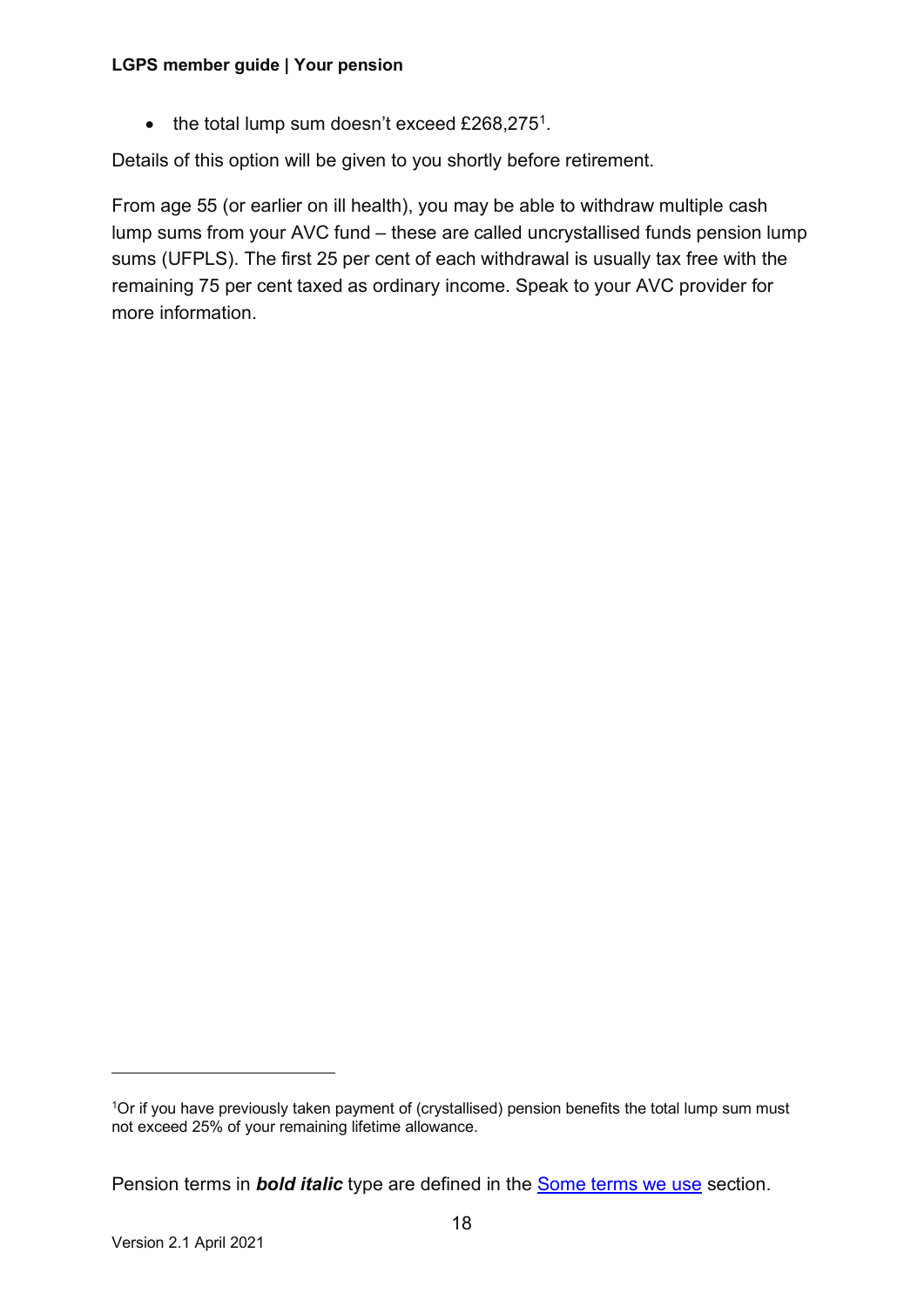- the total lump sum doesn't exceed £268,275[1].

Details of this option will be given to you shortly before retirement.

From age 55 (or earlier on ill health), you may be able to withdraw multiple cash lump sums from your AVC fund – these are called uncrystallised funds pension lump sums (UFPLS). The first 25 per cent of each withdrawal is usually tax free with the remaining 75 per cent taxed as ordinary income. Speak to your AVC provider for more information.

[1] Or if you have previously taken payment of (crystallised) pension benefits the total lump sum must not exceed 25% of your remaining lifetime allowance.

Pension terms in ***bold italic*** type are defined in the [Some terms we use](#) section.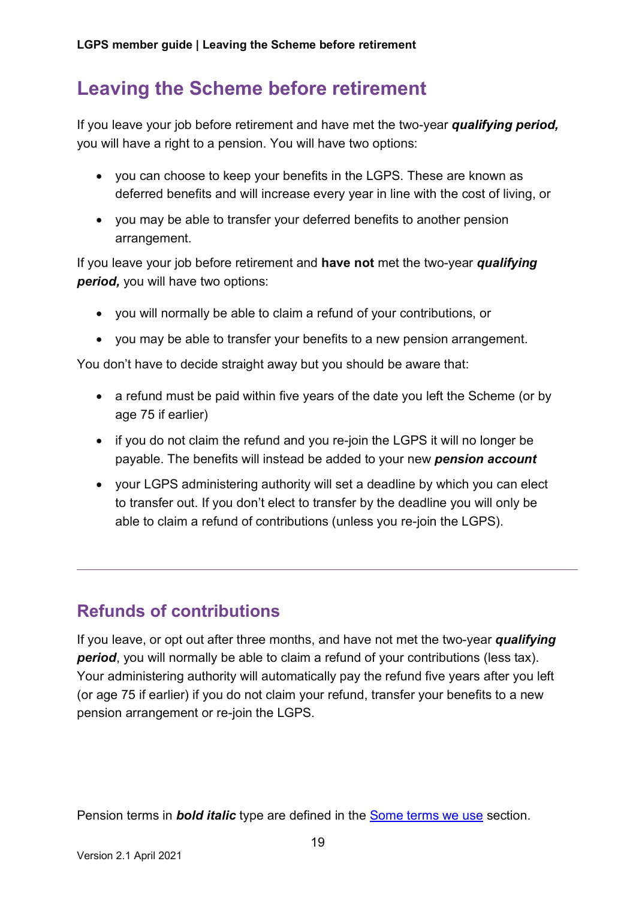# Leaving the Scheme before retirement

If you leave your job before retirement and have met the two-year ***qualifying period,*** you will have a right to a pension. You will have two options:

- you can choose to keep your benefits in the LGPS. These are known as deferred benefits and will increase every year in line with the cost of living, or
- you may be able to transfer your deferred benefits to another pension arrangement.

If you leave your job before retirement and **have not** met the two-year ***qualifying period,*** you will have two options:

- you will normally be able to claim a refund of your contributions, or
- you may be able to transfer your benefits to a new pension arrangement.

You don't have to decide straight away but you should be aware that:

- a refund must be paid within five years of the date you left the Scheme (or by age 75 if earlier)
- if you do not claim the refund and you re-join the LGPS it will no longer be payable. The benefits will instead be added to your new ***pension account***
- your LGPS administering authority will set a deadline by which you can elect to transfer out. If you don't elect to transfer by the deadline you will only be able to claim a refund of contributions (unless you re-join the LGPS).

---

## Refunds of contributions

If you leave, or opt out after three months, and have not met the two-year ***qualifying period***, you will normally be able to claim a refund of your contributions (less tax). Your administering authority will automatically pay the refund five years after you left (or age 75 if earlier) if you do not claim your refund, transfer your benefits to a new pension arrangement or re-join the LGPS.

Pension terms in ***bold italic*** type are defined in the [Some terms we use](#) section.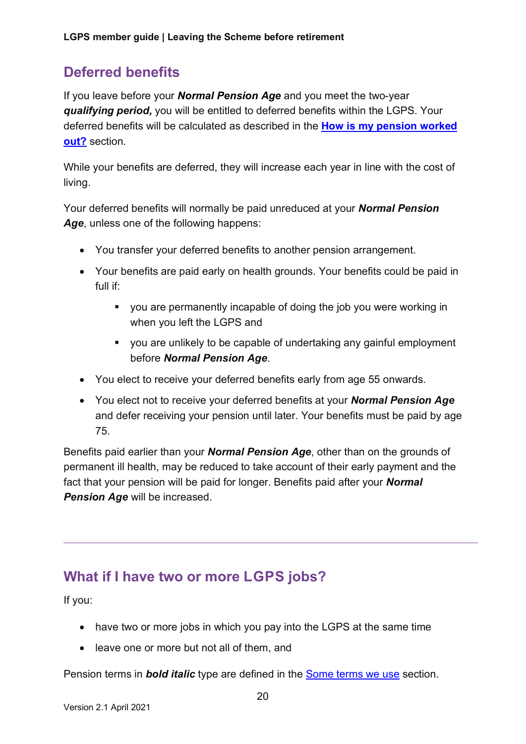## Deferred benefits

If you leave before your ***Normal Pension Age*** and you meet the two-year ***qualifying period,*** you will be entitled to deferred benefits within the LGPS. Your deferred benefits will be calculated as described in the **How is my pension worked out?** section.

While your benefits are deferred, they will increase each year in line with the cost of living.

Your deferred benefits will normally be paid unreduced at your ***Normal Pension Age***, unless one of the following happens:

- You transfer your deferred benefits to another pension arrangement.
- Your benefits are paid early on health grounds. Your benefits could be paid in full if:
    - you are permanently incapable of doing the job you were working in when you left the LGPS and
    - you are unlikely to be capable of undertaking any gainful employment before ***Normal Pension Age***.
- You elect to receive your deferred benefits early from age 55 onwards.
- You elect not to receive your deferred benefits at your ***Normal Pension Age*** and defer receiving your pension until later. Your benefits must be paid by age 75.

Benefits paid earlier than your ***Normal Pension Age***, other than on the grounds of permanent ill health, may be reduced to take account of their early payment and the fact that your pension will be paid for longer. Benefits paid after your ***Normal Pension Age*** will be increased.

---

## What if I have two or more LGPS jobs?

If you:

- have two or more jobs in which you pay into the LGPS at the same time
- leave one or more but not all of them, and

Pension terms in ***bold italic*** type are defined in the Some terms we use section.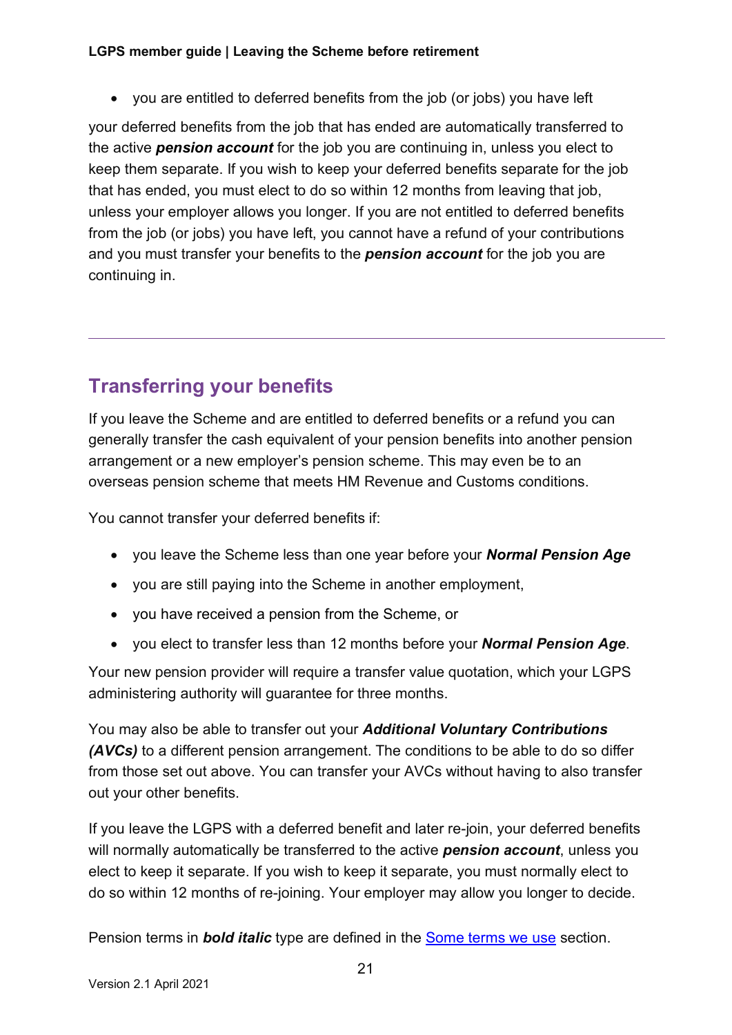- you are entitled to deferred benefits from the job (or jobs) you have left

your deferred benefits from the job that has ended are automatically transferred to the active ***pension account*** for the job you are continuing in, unless you elect to keep them separate. If you wish to keep your deferred benefits separate for the job that has ended, you must elect to do so within 12 months from leaving that job, unless your employer allows you longer. If you are not entitled to deferred benefits from the job (or jobs) you have left, you cannot have a refund of your contributions and you must transfer your benefits to the ***pension account*** for the job you are continuing in.

---

## Transferring your benefits

If you leave the Scheme and are entitled to deferred benefits or a refund you can generally transfer the cash equivalent of your pension benefits into another pension arrangement or a new employer's pension scheme. This may even be to an overseas pension scheme that meets HM Revenue and Customs conditions.

You cannot transfer your deferred benefits if:

- you leave the Scheme less than one year before your ***Normal Pension Age***
- you are still paying into the Scheme in another employment,
- you have received a pension from the Scheme, or
- you elect to transfer less than 12 months before your ***Normal Pension Age***.

Your new pension provider will require a transfer value quotation, which your LGPS administering authority will guarantee for three months.

You may also be able to transfer out your ***Additional Voluntary Contributions (AVCs)*** to a different pension arrangement. The conditions to be able to do so differ from those set out above. You can transfer your AVCs without having to also transfer out your other benefits.

If you leave the LGPS with a deferred benefit and later re-join, your deferred benefits will normally automatically be transferred to the active ***pension account***, unless you elect to keep it separate. If you wish to keep it separate, you must normally elect to do so within 12 months of re-joining. Your employer may allow you longer to decide.

Pension terms in ***bold italic*** type are defined in the [Some terms we use] section.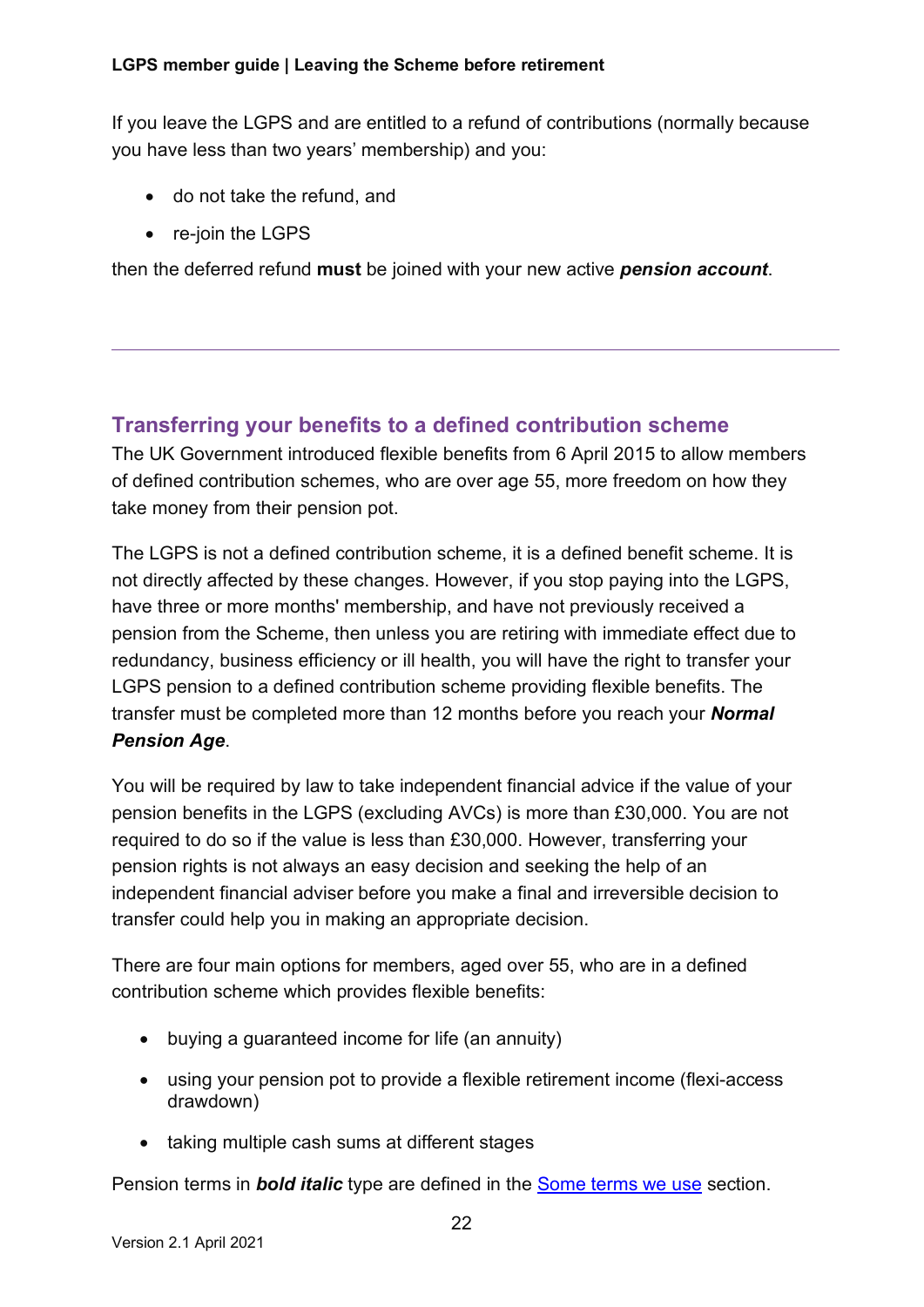If you leave the LGPS and are entitled to a refund of contributions (normally because you have less than two years' membership) and you:

- do not take the refund, and
- re-join the LGPS

then the deferred refund **must** be joined with your new active ***pension account***.

---

## Transferring your benefits to a defined contribution scheme

The UK Government introduced flexible benefits from 6 April 2015 to allow members of defined contribution schemes, who are over age 55, more freedom on how they take money from their pension pot.

The LGPS is not a defined contribution scheme, it is a defined benefit scheme. It is not directly affected by these changes. However, if you stop paying into the LGPS, have three or more months' membership, and have not previously received a pension from the Scheme, then unless you are retiring with immediate effect due to redundancy, business efficiency or ill health, you will have the right to transfer your LGPS pension to a defined contribution scheme providing flexible benefits. The transfer must be completed more than 12 months before you reach your ***Normal Pension Age***.

You will be required by law to take independent financial advice if the value of your pension benefits in the LGPS (excluding AVCs) is more than £30,000. You are not required to do so if the value is less than £30,000. However, transferring your pension rights is not always an easy decision and seeking the help of an independent financial adviser before you make a final and irreversible decision to transfer could help you in making an appropriate decision.

There are four main options for members, aged over 55, who are in a defined contribution scheme which provides flexible benefits:

- buying a guaranteed income for life (an annuity)
- using your pension pot to provide a flexible retirement income (flexi-access drawdown)
- taking multiple cash sums at different stages

Pension terms in ***bold italic*** type are defined in the [Some terms we use](#) section.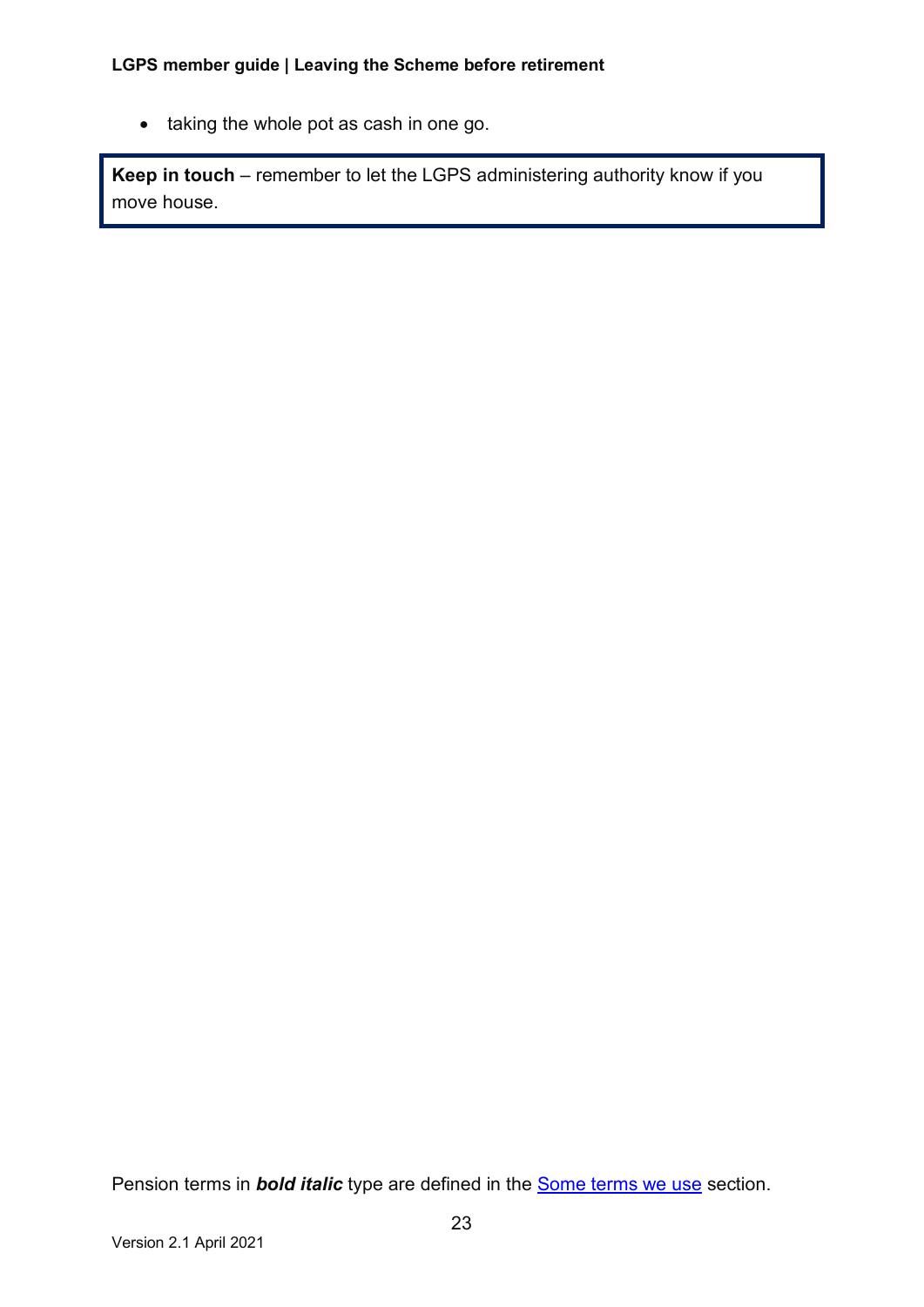- taking the whole pot as cash in one go.

**Keep in touch** – remember to let the LGPS administering authority know if you move house.

Pension terms in ***bold italic*** type are defined in the Some terms we use section.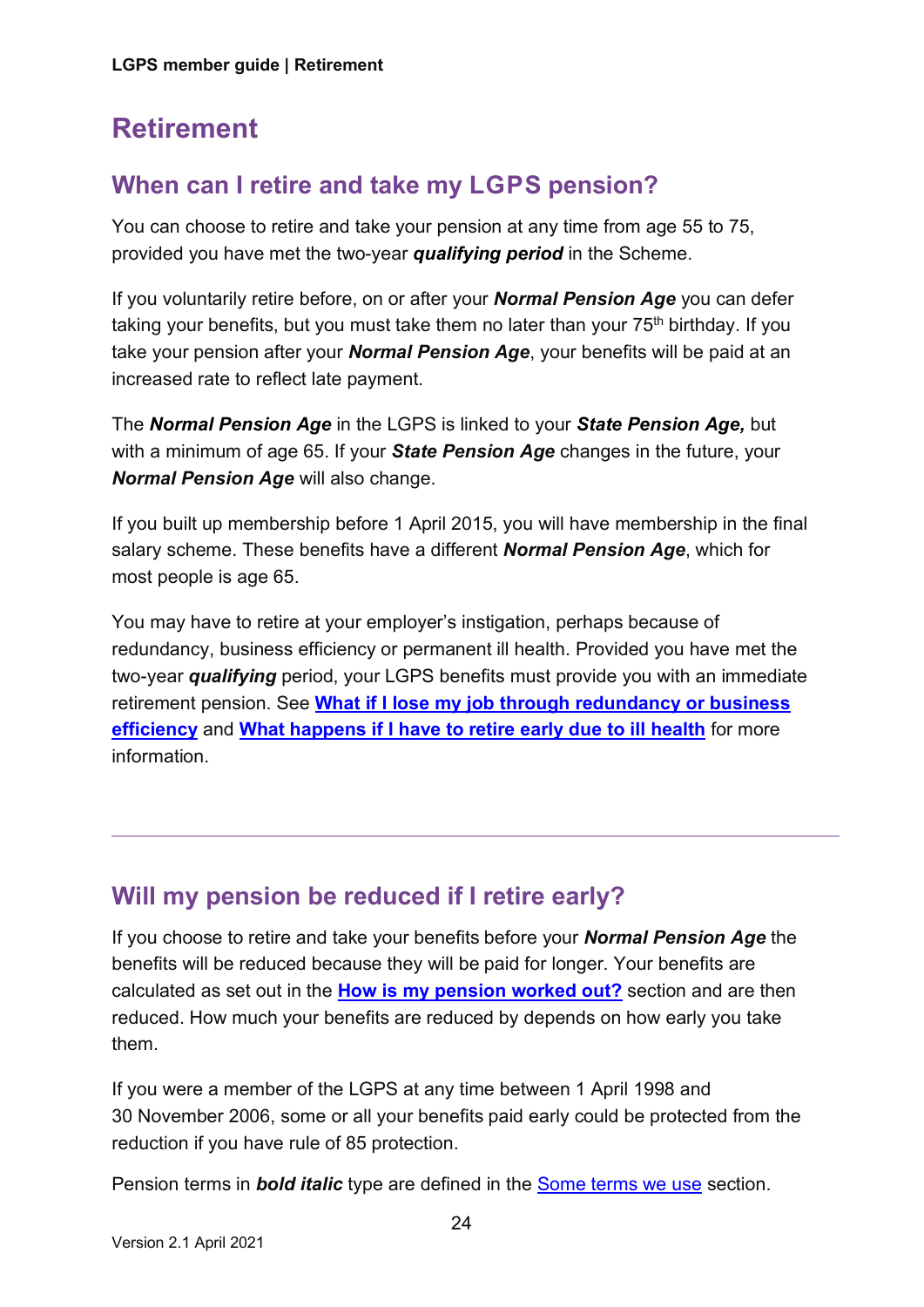# Retirement

## When can I retire and take my LGPS pension?

You can choose to retire and take your pension at any time from age 55 to 75, provided you have met the two-year ***qualifying period*** in the Scheme.

If you voluntarily retire before, on or after your ***Normal Pension Age*** you can defer taking your benefits, but you must take them no later than your 75th birthday. If you take your pension after your ***Normal Pension Age***, your benefits will be paid at an increased rate to reflect late payment.

The ***Normal Pension Age*** in the LGPS is linked to your ***State Pension Age,*** but with a minimum of age 65. If your ***State Pension Age*** changes in the future, your ***Normal Pension Age*** will also change.

If you built up membership before 1 April 2015, you will have membership in the final salary scheme. These benefits have a different ***Normal Pension Age***, which for most people is age 65.

You may have to retire at your employer's instigation, perhaps because of redundancy, business efficiency or permanent ill health. Provided you have met the two-year ***qualifying*** period, your LGPS benefits must provide you with an immediate retirement pension. See **What if I lose my job through redundancy or business efficiency** and **What happens if I have to retire early due to ill health** for more information.

---

## Will my pension be reduced if I retire early?

If you choose to retire and take your benefits before your ***Normal Pension Age*** the benefits will be reduced because they will be paid for longer. Your benefits are calculated as set out in the **How is my pension worked out?** section and are then reduced. How much your benefits are reduced by depends on how early you take them.

If you were a member of the LGPS at any time between 1 April 1998 and 30 November 2006, some or all your benefits paid early could be protected from the reduction if you have rule of 85 protection.

Pension terms in ***bold italic*** type are defined in the Some terms we use section.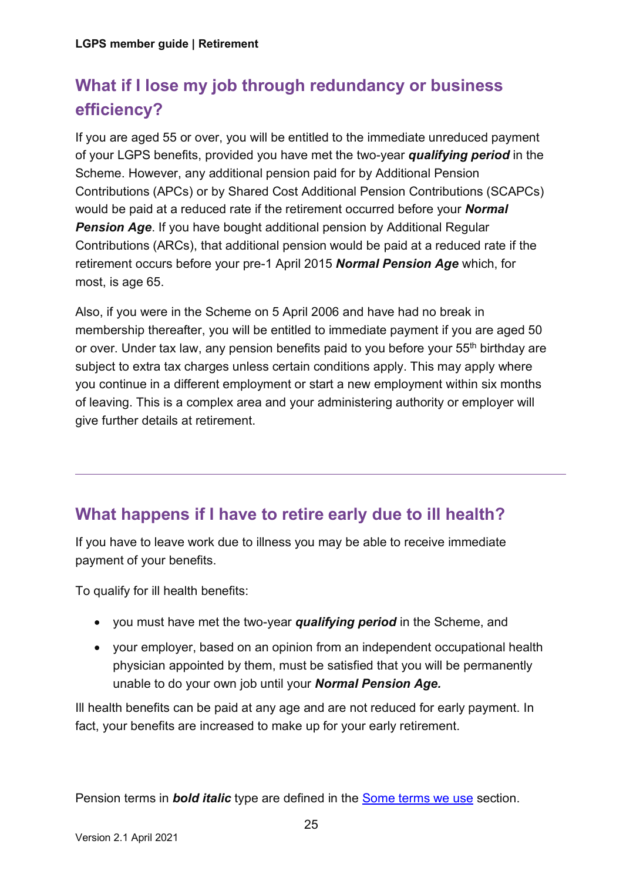## What if I lose my job through redundancy or business efficiency?

If you are aged 55 or over, you will be entitled to the immediate unreduced payment of your LGPS benefits, provided you have met the two-year ***qualifying period*** in the Scheme. However, any additional pension paid for by Additional Pension Contributions (APCs) or by Shared Cost Additional Pension Contributions (SCAPCs) would be paid at a reduced rate if the retirement occurred before your ***Normal Pension Age***. If you have bought additional pension by Additional Regular Contributions (ARCs), that additional pension would be paid at a reduced rate if the retirement occurs before your pre-1 April 2015 ***Normal Pension Age*** which, for most, is age 65.

Also, if you were in the Scheme on 5 April 2006 and have had no break in membership thereafter, you will be entitled to immediate payment if you are aged 50 or over. Under tax law, any pension benefits paid to you before your 55th birthday are subject to extra tax charges unless certain conditions apply. This may apply where you continue in a different employment or start a new employment within six months of leaving. This is a complex area and your administering authority or employer will give further details at retirement.

---

## What happens if I have to retire early due to ill health?

If you have to leave work due to illness you may be able to receive immediate payment of your benefits.

To qualify for ill health benefits:

- you must have met the two-year ***qualifying period*** in the Scheme, and
- your employer, based on an opinion from an independent occupational health physician appointed by them, must be satisfied that you will be permanently unable to do your own job until your ***Normal Pension Age.***

Ill health benefits can be paid at any age and are not reduced for early payment. In fact, your benefits are increased to make up for your early retirement.

Pension terms in ***bold italic*** type are defined in the [Some terms we use] section.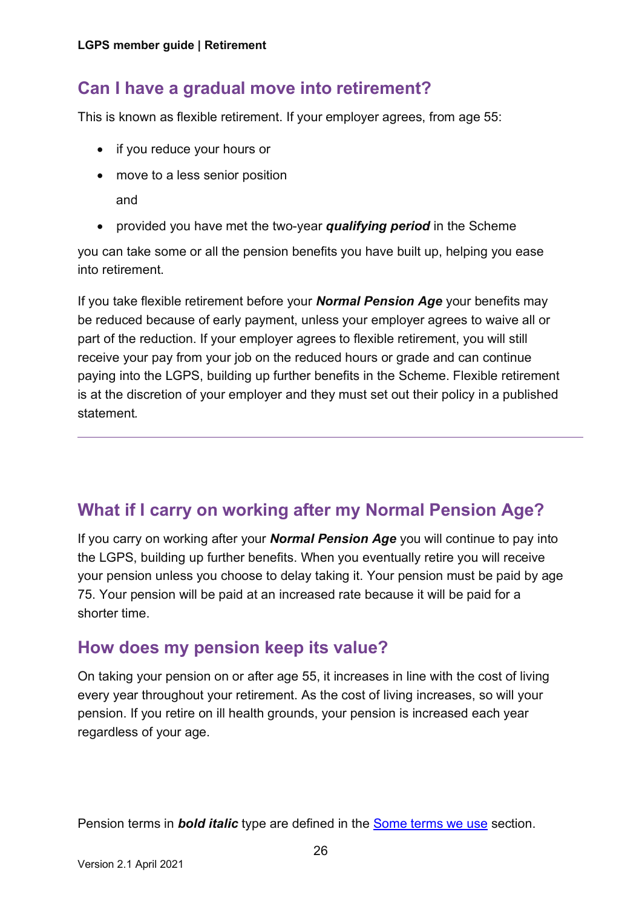## Can I have a gradual move into retirement?

This is known as flexible retirement. If your employer agrees, from age 55:

- if you reduce your hours or
- move to a less senior position

  and

- provided you have met the two-year ***qualifying period*** in the Scheme

you can take some or all the pension benefits you have built up, helping you ease into retirement.

If you take flexible retirement before your ***Normal Pension Age*** your benefits may be reduced because of early payment, unless your employer agrees to waive all or part of the reduction. If your employer agrees to flexible retirement, you will still receive your pay from your job on the reduced hours or grade and can continue paying into the LGPS, building up further benefits in the Scheme. Flexible retirement is at the discretion of your employer and they must set out their policy in a published statement.

---

## What if I carry on working after my Normal Pension Age?

If you carry on working after your ***Normal Pension Age*** you will continue to pay into the LGPS, building up further benefits. When you eventually retire you will receive your pension unless you choose to delay taking it. Your pension must be paid by age 75. Your pension will be paid at an increased rate because it will be paid for a shorter time.

## How does my pension keep its value?

On taking your pension on or after age 55, it increases in line with the cost of living every year throughout your retirement. As the cost of living increases, so will your pension. If you retire on ill health grounds, your pension is increased each year regardless of your age.

Pension terms in ***bold italic*** type are defined in the [Some terms we use]() section.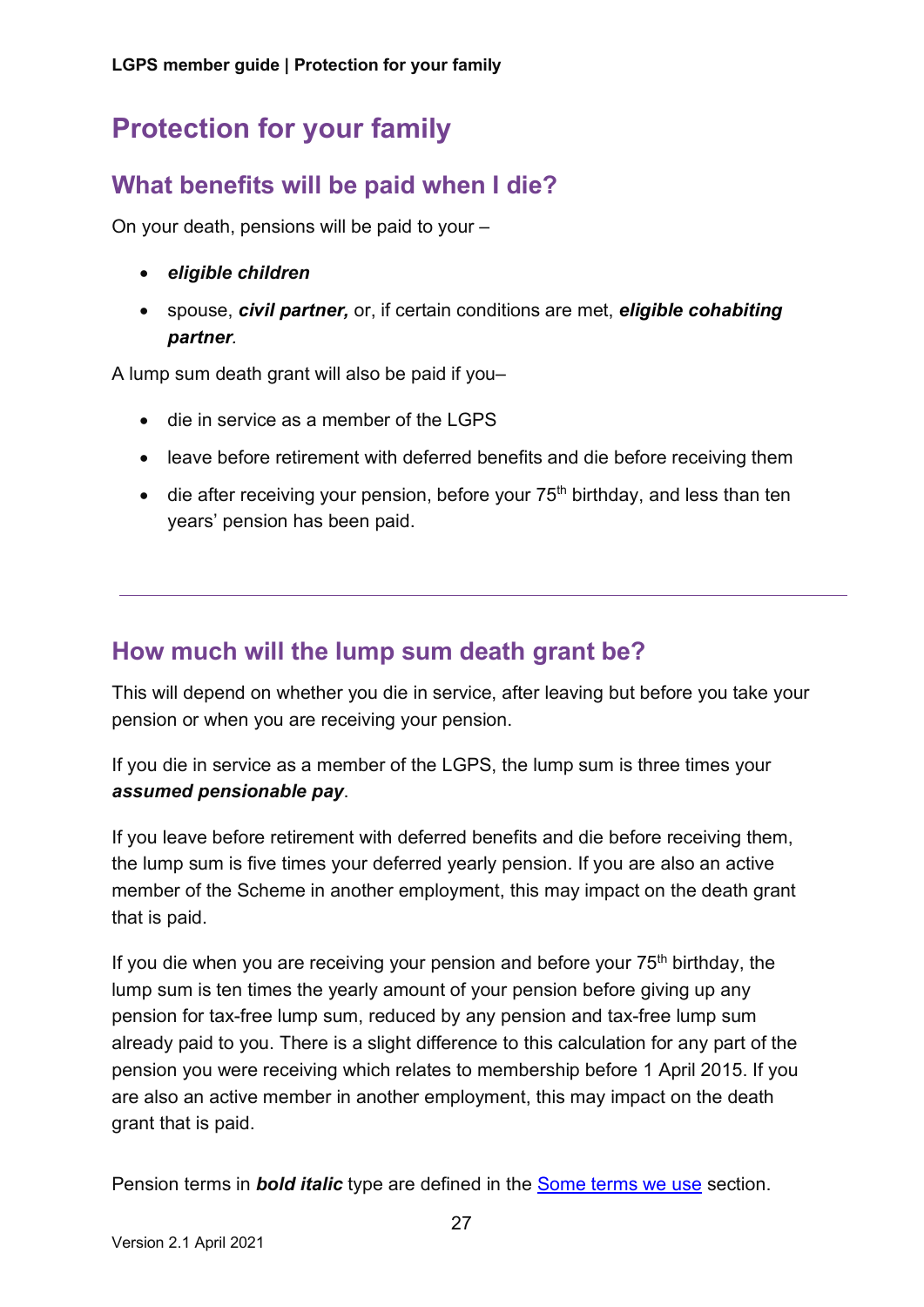# Protection for your family

## What benefits will be paid when I die?

On your death, pensions will be paid to your –

- ***eligible children***
- spouse, ***civil partner,*** or, if certain conditions are met, ***eligible cohabiting partner****.*

A lump sum death grant will also be paid if you–

- die in service as a member of the LGPS
- leave before retirement with deferred benefits and die before receiving them
- die after receiving your pension, before your 75th birthday, and less than ten years' pension has been paid.

---

## How much will the lump sum death grant be?

This will depend on whether you die in service, after leaving but before you take your pension or when you are receiving your pension.

If you die in service as a member of the LGPS, the lump sum is three times your ***assumed pensionable pay***.

If you leave before retirement with deferred benefits and die before receiving them, the lump sum is five times your deferred yearly pension. If you are also an active member of the Scheme in another employment, this may impact on the death grant that is paid.

If you die when you are receiving your pension and before your 75th birthday, the lump sum is ten times the yearly amount of your pension before giving up any pension for tax-free lump sum, reduced by any pension and tax-free lump sum already paid to you. There is a slight difference to this calculation for any part of the pension you were receiving which relates to membership before 1 April 2015. If you are also an active member in another employment, this may impact on the death grant that is paid.

Pension terms in ***bold italic*** type are defined in the Some terms we use section.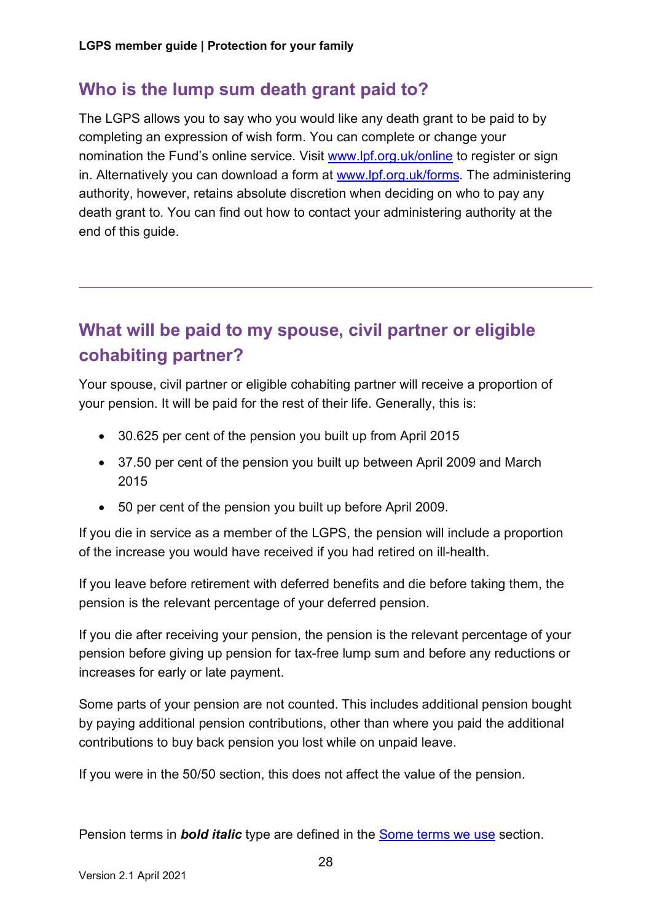## Who is the lump sum death grant paid to?

The LGPS allows you to say who you would like any death grant to be paid to by completing an expression of wish form. You can complete or change your nomination the Fund's online service. Visit [www.lpf.org.uk/online](www.lpf.org.uk/online) to register or sign in. Alternatively you can download a form at [www.lpf.org.uk/forms](www.lpf.org.uk/forms). The administering authority, however, retains absolute discretion when deciding on who to pay any death grant to. You can find out how to contact your administering authority at the end of this guide.

---

## What will be paid to my spouse, civil partner or eligible cohabiting partner?

Your spouse, civil partner or eligible cohabiting partner will receive a proportion of your pension. It will be paid for the rest of their life. Generally, this is:

- 30.625 per cent of the pension you built up from April 2015
- 37.50 per cent of the pension you built up between April 2009 and March 2015
- 50 per cent of the pension you built up before April 2009.

If you die in service as a member of the LGPS, the pension will include a proportion of the increase you would have received if you had retired on ill-health.

If you leave before retirement with deferred benefits and die before taking them, the pension is the relevant percentage of your deferred pension.

If you die after receiving your pension, the pension is the relevant percentage of your pension before giving up pension for tax-free lump sum and before any reductions or increases for early or late payment.

Some parts of your pension are not counted. This includes additional pension bought by paying additional pension contributions, other than where you paid the additional contributions to buy back pension you lost while on unpaid leave.

If you were in the 50/50 section, this does not affect the value of the pension.

Pension terms in ***bold italic*** type are defined in the [Some terms we use](#) section.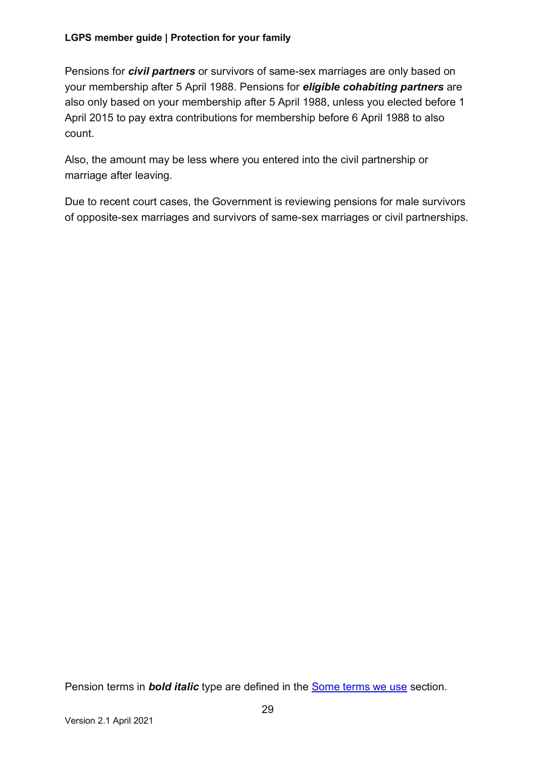Pensions for ***civil partners*** or survivors of same-sex marriages are only based on your membership after 5 April 1988. Pensions for ***eligible cohabiting partners*** are also only based on your membership after 5 April 1988, unless you elected before 1 April 2015 to pay extra contributions for membership before 6 April 1988 to also count.

Also, the amount may be less where you entered into the civil partnership or marriage after leaving.

Due to recent court cases, the Government is reviewing pensions for male survivors of opposite-sex marriages and survivors of same-sex marriages or civil partnerships.

Pension terms in ***bold italic*** type are defined in the [Some terms we use](#) section.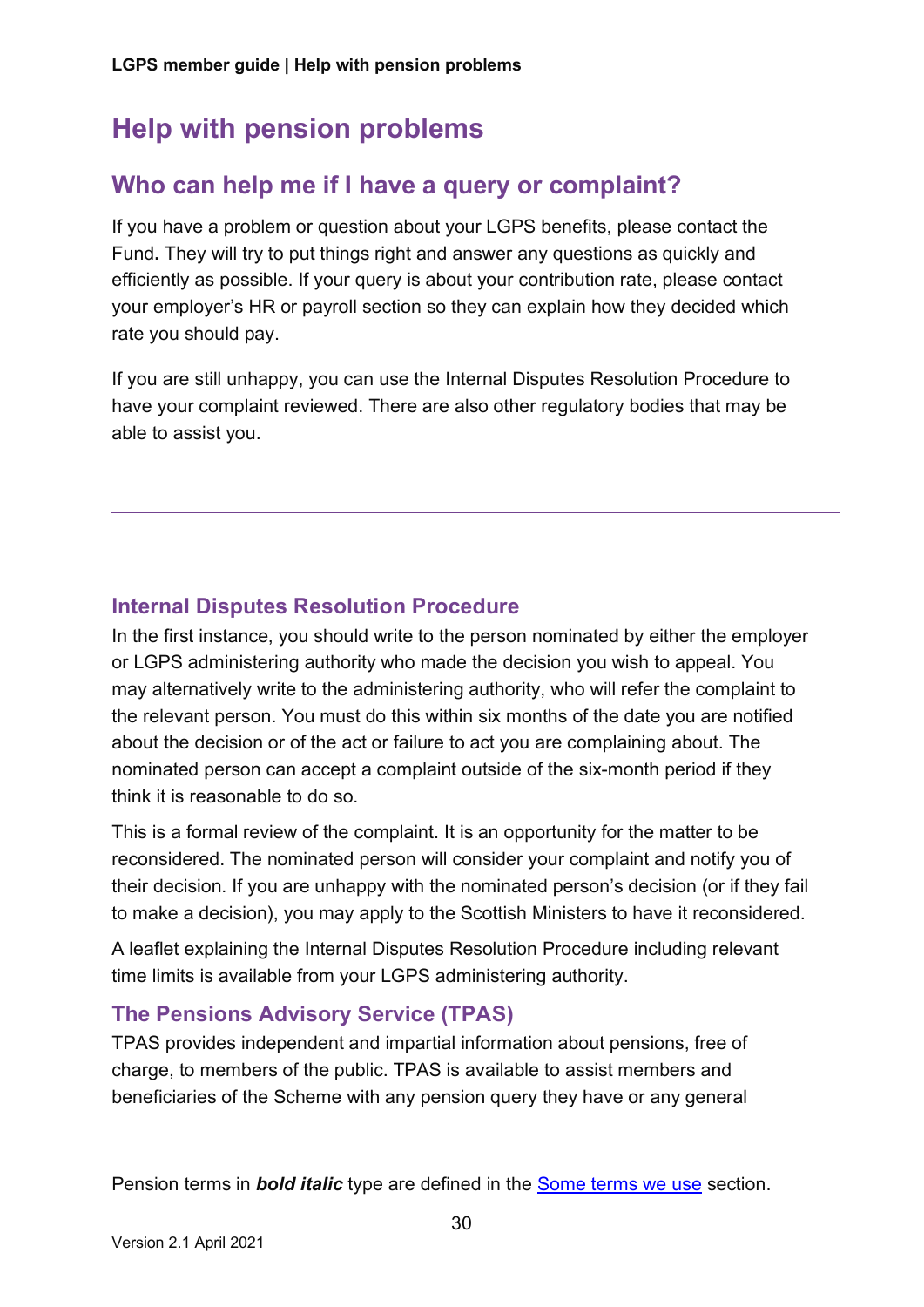# Help with pension problems

## Who can help me if I have a query or complaint?

If you have a problem or question about your LGPS benefits, please contact the Fund**.** They will try to put things right and answer any questions as quickly and efficiently as possible. If your query is about your contribution rate, please contact your employer's HR or payroll section so they can explain how they decided which rate you should pay.

If you are still unhappy, you can use the Internal Disputes Resolution Procedure to have your complaint reviewed. There are also other regulatory bodies that may be able to assist you.

---

### Internal Disputes Resolution Procedure

In the first instance, you should write to the person nominated by either the employer or LGPS administering authority who made the decision you wish to appeal. You may alternatively write to the administering authority, who will refer the complaint to the relevant person. You must do this within six months of the date you are notified about the decision or of the act or failure to act you are complaining about. The nominated person can accept a complaint outside of the six-month period if they think it is reasonable to do so.

This is a formal review of the complaint. It is an opportunity for the matter to be reconsidered. The nominated person will consider your complaint and notify you of their decision. If you are unhappy with the nominated person's decision (or if they fail to make a decision), you may apply to the Scottish Ministers to have it reconsidered.

A leaflet explaining the Internal Disputes Resolution Procedure including relevant time limits is available from your LGPS administering authority.

### The Pensions Advisory Service (TPAS)

TPAS provides independent and impartial information about pensions, free of charge, to members of the public. TPAS is available to assist members and beneficiaries of the Scheme with any pension query they have or any general

Pension terms in ***bold italic*** type are defined in the [Some terms we use] section.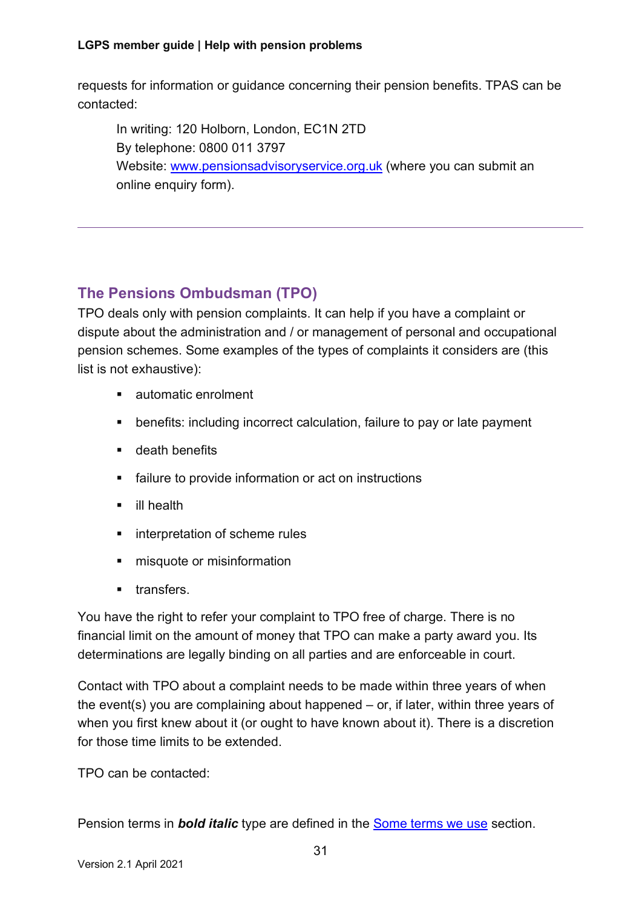requests for information or guidance concerning their pension benefits. TPAS can be contacted:

> In writing: 120 Holborn, London, EC1N 2TD
> By telephone: 0800 011 3797
> Website: [www.pensionsadvisoryservice.org.uk](http://www.pensionsadvisoryservice.org.uk) (where you can submit an online enquiry form).

---

## The Pensions Ombudsman (TPO)

TPO deals only with pension complaints. It can help if you have a complaint or dispute about the administration and / or management of personal and occupational pension schemes. Some examples of the types of complaints it considers are (this list is not exhaustive):

- automatic enrolment
- benefits: including incorrect calculation, failure to pay or late payment
- death benefits
- failure to provide information or act on instructions
- ill health
- interpretation of scheme rules
- misquote or misinformation
- transfers.

You have the right to refer your complaint to TPO free of charge. There is no financial limit on the amount of money that TPO can make a party award you. Its determinations are legally binding on all parties and are enforceable in court.

Contact with TPO about a complaint needs to be made within three years of when the event(s) you are complaining about happened – or, if later, within three years of when you first knew about it (or ought to have known about it). There is a discretion for those time limits to be extended.

TPO can be contacted:

Pension terms in ***bold italic*** type are defined in the [Some terms we use](#) section.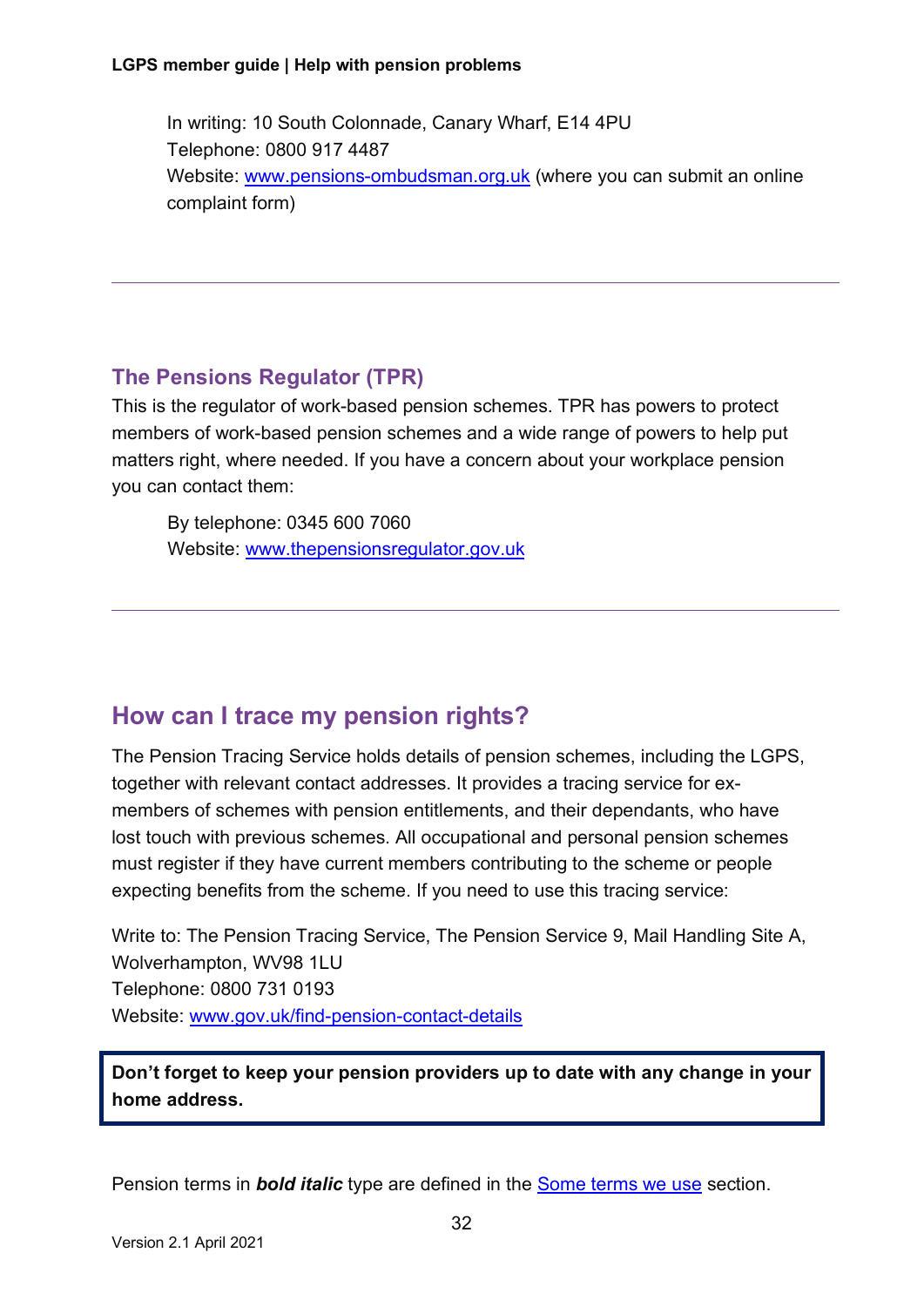In writing: 10 South Colonnade, Canary Wharf, E14 4PU
Telephone: 0800 917 4487
Website: [www.pensions-ombudsman.org.uk](http://www.pensions-ombudsman.org.uk) (where you can submit an online complaint form)

---

### The Pensions Regulator (TPR)

This is the regulator of work-based pension schemes. TPR has powers to protect members of work-based pension schemes and a wide range of powers to help put matters right, where needed. If you have a concern about your workplace pension you can contact them:

By telephone: 0345 600 7060
Website: [www.thepensionsregulator.gov.uk](http://www.thepensionsregulator.gov.uk)

---

## How can I trace my pension rights?

The Pension Tracing Service holds details of pension schemes, including the LGPS, together with relevant contact addresses. It provides a tracing service for ex-members of schemes with pension entitlements, and their dependants, who have lost touch with previous schemes. All occupational and personal pension schemes must register if they have current members contributing to the scheme or people expecting benefits from the scheme. If you need to use this tracing service:

Write to: The Pension Tracing Service, The Pension Service 9, Mail Handling Site A, Wolverhampton, WV98 1LU
Telephone: 0800 731 0193
Website: [www.gov.uk/find-pension-contact-details](http://www.gov.uk/find-pension-contact-details)

**Don't forget to keep your pension providers up to date with any change in your home address.**

Pension terms in ***bold italic*** type are defined in the [Some terms we use] section.

Version 2.1 April 2021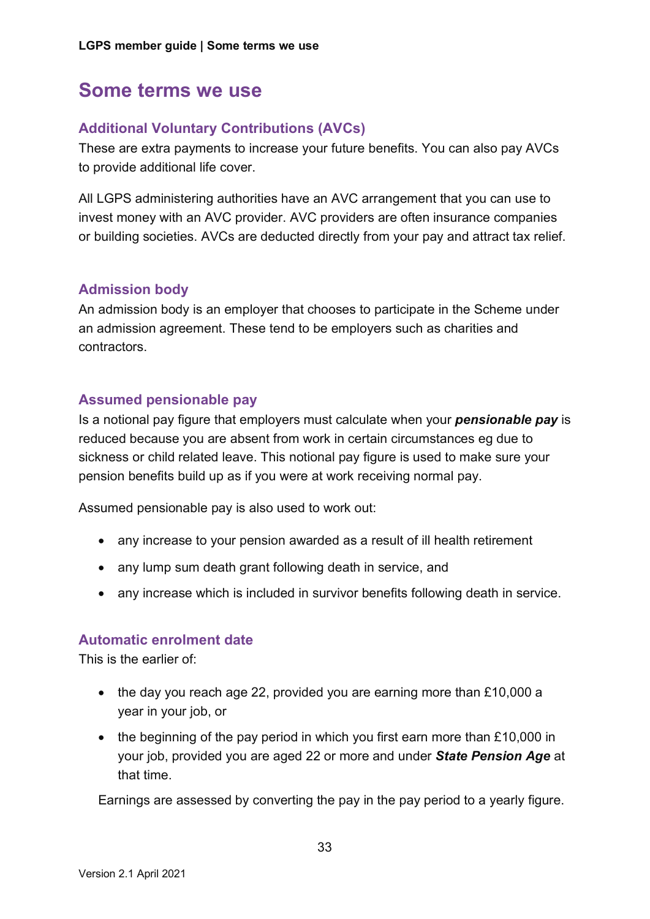# Some terms we use

## Additional Voluntary Contributions (AVCs)

These are extra payments to increase your future benefits. You can also pay AVCs to provide additional life cover.

All LGPS administering authorities have an AVC arrangement that you can use to invest money with an AVC provider. AVC providers are often insurance companies or building societies. AVCs are deducted directly from your pay and attract tax relief.

## Admission body

An admission body is an employer that chooses to participate in the Scheme under an admission agreement. These tend to be employers such as charities and contractors.

## Assumed pensionable pay

Is a notional pay figure that employers must calculate when your ***pensionable pay*** is reduced because you are absent from work in certain circumstances eg due to sickness or child related leave. This notional pay figure is used to make sure your pension benefits build up as if you were at work receiving normal pay.

Assumed pensionable pay is also used to work out:

- any increase to your pension awarded as a result of ill health retirement
- any lump sum death grant following death in service, and
- any increase which is included in survivor benefits following death in service.

## Automatic enrolment date

This is the earlier of:

- the day you reach age 22, provided you are earning more than £10,000 a year in your job, or
- the beginning of the pay period in which you first earn more than £10,000 in your job, provided you are aged 22 or more and under ***State Pension Age*** at that time.

Earnings are assessed by converting the pay in the pay period to a yearly figure.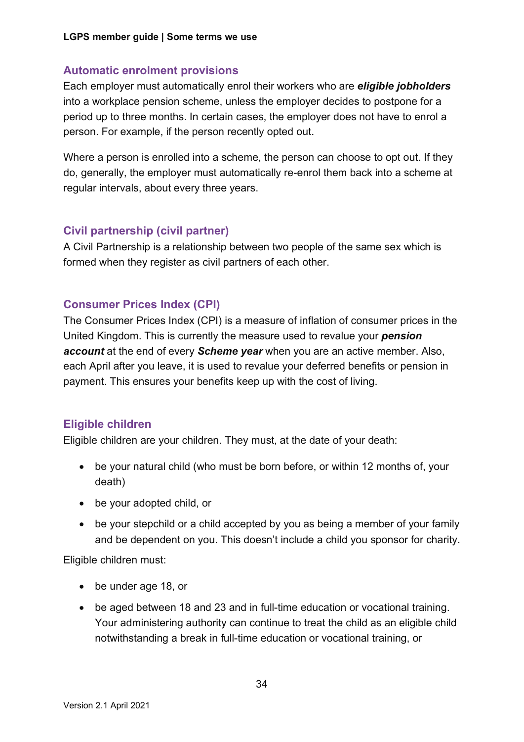### Automatic enrolment provisions

Each employer must automatically enrol their workers who are ***eligible jobholders*** into a workplace pension scheme, unless the employer decides to postpone for a period up to three months. In certain cases, the employer does not have to enrol a person. For example, if the person recently opted out.

Where a person is enrolled into a scheme, the person can choose to opt out. If they do, generally, the employer must automatically re-enrol them back into a scheme at regular intervals, about every three years.

### Civil partnership (civil partner)

A Civil Partnership is a relationship between two people of the same sex which is formed when they register as civil partners of each other.

### Consumer Prices Index (CPI)

The Consumer Prices Index (CPI) is a measure of inflation of consumer prices in the United Kingdom. This is currently the measure used to revalue your ***pension account*** at the end of every ***Scheme year*** when you are an active member. Also, each April after you leave, it is used to revalue your deferred benefits or pension in payment. This ensures your benefits keep up with the cost of living.

### Eligible children

Eligible children are your children. They must, at the date of your death:

- be your natural child (who must be born before, or within 12 months of, your death)
- be your adopted child, or
- be your stepchild or a child accepted by you as being a member of your family and be dependent on you. This doesn't include a child you sponsor for charity.

Eligible children must:

- be under age 18, or
- be aged between 18 and 23 and in full-time education or vocational training. Your administering authority can continue to treat the child as an eligible child notwithstanding a break in full-time education or vocational training, or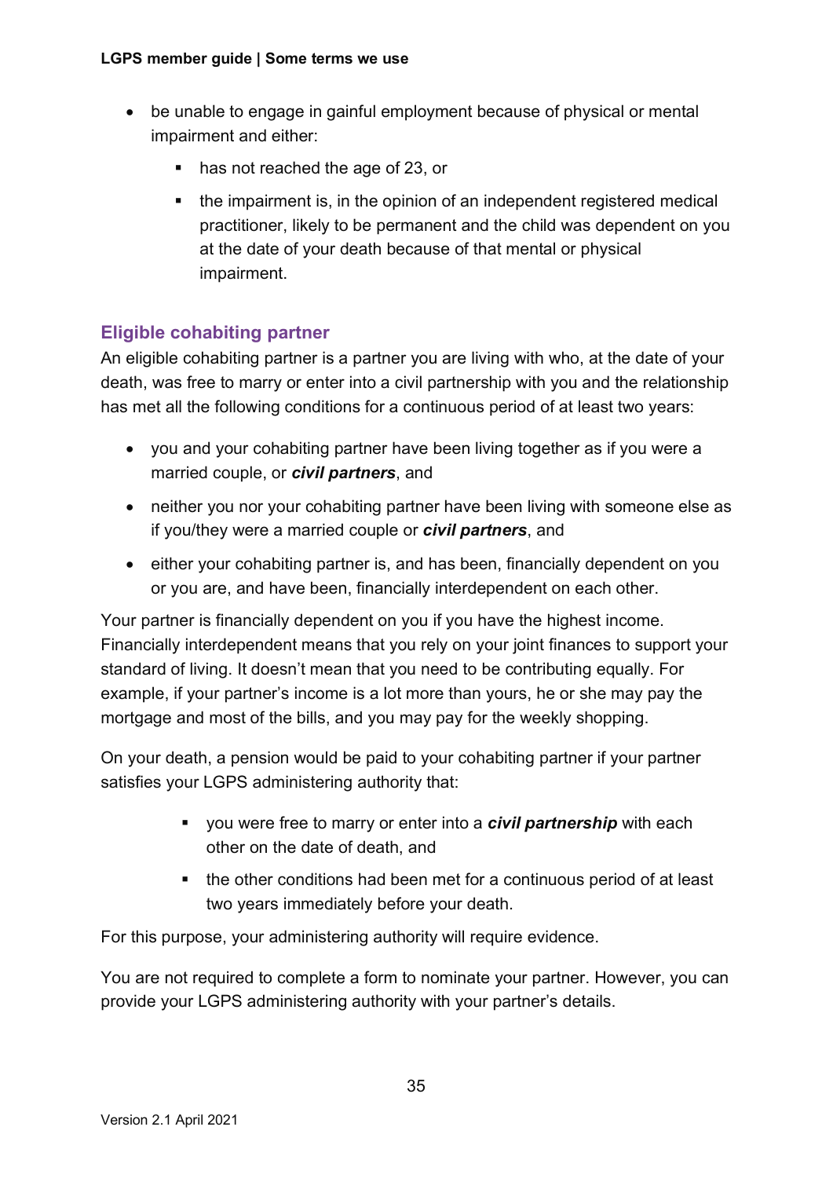- be unable to engage in gainful employment because of physical or mental impairment and either:
  - has not reached the age of 23, or
  - the impairment is, in the opinion of an independent registered medical practitioner, likely to be permanent and the child was dependent on you at the date of your death because of that mental or physical impairment.

## Eligible cohabiting partner

An eligible cohabiting partner is a partner you are living with who, at the date of your death, was free to marry or enter into a civil partnership with you and the relationship has met all the following conditions for a continuous period of at least two years:

- you and your cohabiting partner have been living together as if you were a married couple, or ***civil partners***, and
- neither you nor your cohabiting partner have been living with someone else as if you/they were a married couple or ***civil partners***, and
- either your cohabiting partner is, and has been, financially dependent on you or you are, and have been, financially interdependent on each other.

Your partner is financially dependent on you if you have the highest income. Financially interdependent means that you rely on your joint finances to support your standard of living. It doesn't mean that you need to be contributing equally. For example, if your partner's income is a lot more than yours, he or she may pay the mortgage and most of the bills, and you may pay for the weekly shopping.

On your death, a pension would be paid to your cohabiting partner if your partner satisfies your LGPS administering authority that:

- you were free to marry or enter into a ***civil partnership*** with each other on the date of death, and
- the other conditions had been met for a continuous period of at least two years immediately before your death.

For this purpose, your administering authority will require evidence.

You are not required to complete a form to nominate your partner. However, you can provide your LGPS administering authority with your partner's details.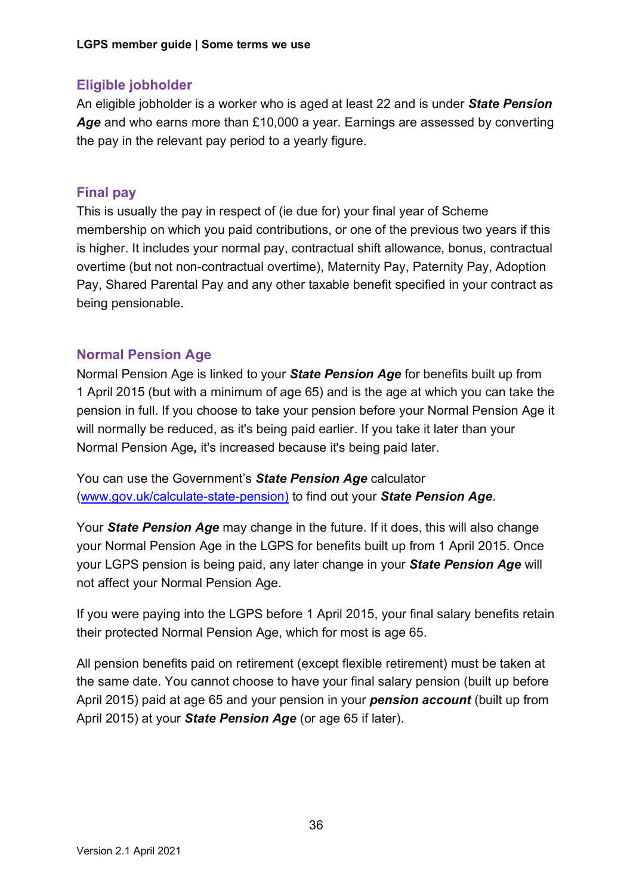### Eligible jobholder

An eligible jobholder is a worker who is aged at least 22 and is under ***State Pension Age*** and who earns more than £10,000 a year. Earnings are assessed by converting the pay in the relevant pay period to a yearly figure.

### Final pay

This is usually the pay in respect of (ie due for) your final year of Scheme membership on which you paid contributions, or one of the previous two years if this is higher. It includes your normal pay, contractual shift allowance, bonus, contractual overtime (but not non-contractual overtime), Maternity Pay, Paternity Pay, Adoption Pay, Shared Parental Pay and any other taxable benefit specified in your contract as being pensionable.

### Normal Pension Age

Normal Pension Age is linked to your ***State Pension Age*** for benefits built up from 1 April 2015 (but with a minimum of age 65) and is the age at which you can take the pension in full. If you choose to take your pension before your Normal Pension Age it will normally be reduced, as it's being paid earlier. If you take it later than your Normal Pension Age***,*** it's increased because it's being paid later.

You can use the Government's ***State Pension Age*** calculator ([www.gov.uk/calculate-state-pension](http://www.gov.uk/calculate-state-pension)) to find out your ***State Pension Age***.

Your ***State Pension Age*** may change in the future. If it does, this will also change your Normal Pension Age in the LGPS for benefits built up from 1 April 2015. Once your LGPS pension is being paid, any later change in your ***State Pension Age*** will not affect your Normal Pension Age.

If you were paying into the LGPS before 1 April 2015, your final salary benefits retain their protected Normal Pension Age, which for most is age 65.

All pension benefits paid on retirement (except flexible retirement) must be taken at the same date. You cannot choose to have your final salary pension (built up before April 2015) paid at age 65 and your pension in your ***pension account*** (built up from April 2015) at your ***State Pension Age*** (or age 65 if later).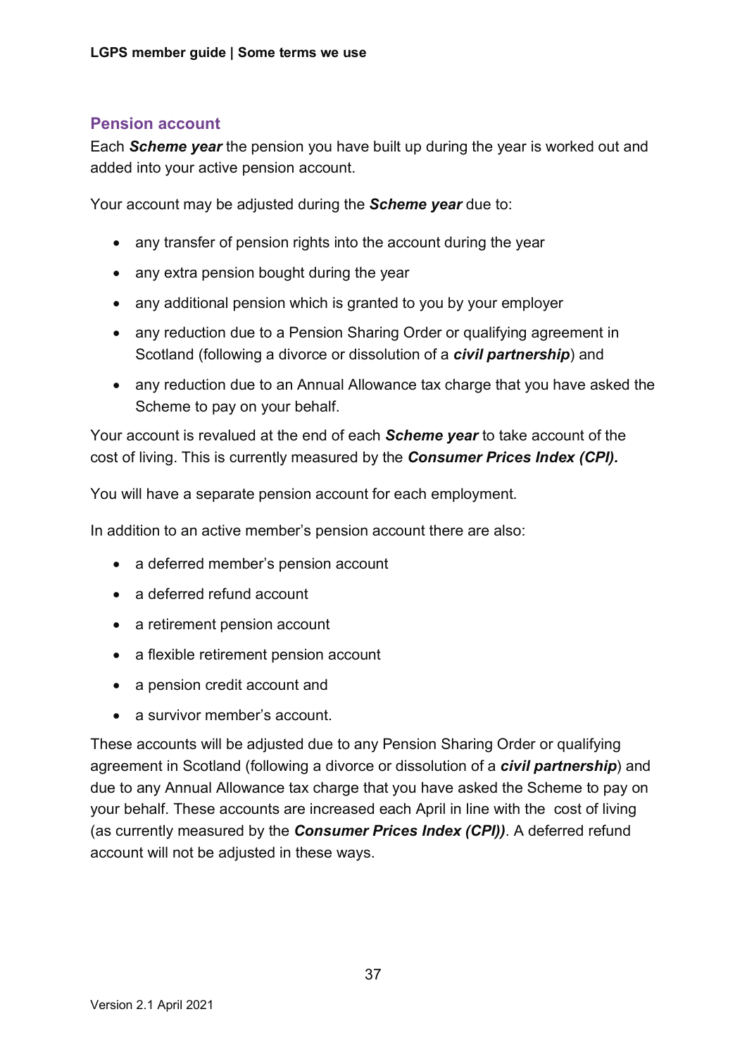## Pension account

Each ***Scheme year*** the pension you have built up during the year is worked out and added into your active pension account.

Your account may be adjusted during the ***Scheme year*** due to:

- any transfer of pension rights into the account during the year
- any extra pension bought during the year
- any additional pension which is granted to you by your employer
- any reduction due to a Pension Sharing Order or qualifying agreement in Scotland (following a divorce or dissolution of a ***civil partnership***) and
- any reduction due to an Annual Allowance tax charge that you have asked the Scheme to pay on your behalf.

Your account is revalued at the end of each ***Scheme year*** to take account of the cost of living. This is currently measured by the ***Consumer Prices Index (CPI).***

You will have a separate pension account for each employment.

In addition to an active member's pension account there are also:

- a deferred member's pension account
- a deferred refund account
- a retirement pension account
- a flexible retirement pension account
- a pension credit account and
- a survivor member's account.

These accounts will be adjusted due to any Pension Sharing Order or qualifying agreement in Scotland (following a divorce or dissolution of a ***civil partnership***) and due to any Annual Allowance tax charge that you have asked the Scheme to pay on your behalf. These accounts are increased each April in line with the cost of living (as currently measured by the ***Consumer Prices Index (CPI))***. A deferred refund account will not be adjusted in these ways.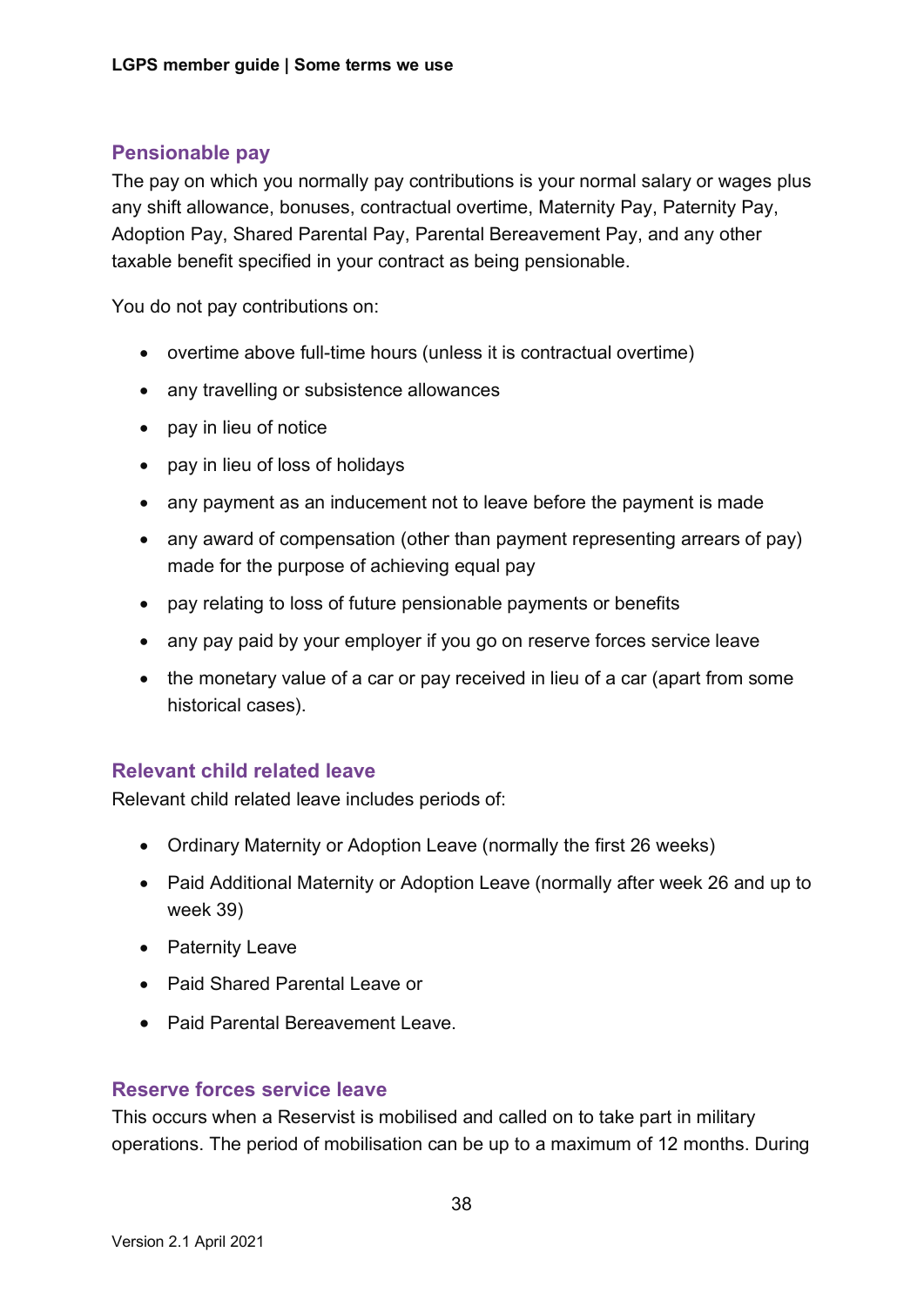## Pensionable pay

The pay on which you normally pay contributions is your normal salary or wages plus any shift allowance, bonuses, contractual overtime, Maternity Pay, Paternity Pay, Adoption Pay, Shared Parental Pay, Parental Bereavement Pay, and any other taxable benefit specified in your contract as being pensionable.

You do not pay contributions on:

- overtime above full-time hours (unless it is contractual overtime)
- any travelling or subsistence allowances
- pay in lieu of notice
- pay in lieu of loss of holidays
- any payment as an inducement not to leave before the payment is made
- any award of compensation (other than payment representing arrears of pay) made for the purpose of achieving equal pay
- pay relating to loss of future pensionable payments or benefits
- any pay paid by your employer if you go on reserve forces service leave
- the monetary value of a car or pay received in lieu of a car (apart from some historical cases).

## Relevant child related leave

Relevant child related leave includes periods of:

- Ordinary Maternity or Adoption Leave (normally the first 26 weeks)
- Paid Additional Maternity or Adoption Leave (normally after week 26 and up to week 39)
- Paternity Leave
- Paid Shared Parental Leave or
- Paid Parental Bereavement Leave.

## Reserve forces service leave

This occurs when a Reservist is mobilised and called on to take part in military operations. The period of mobilisation can be up to a maximum of 12 months. During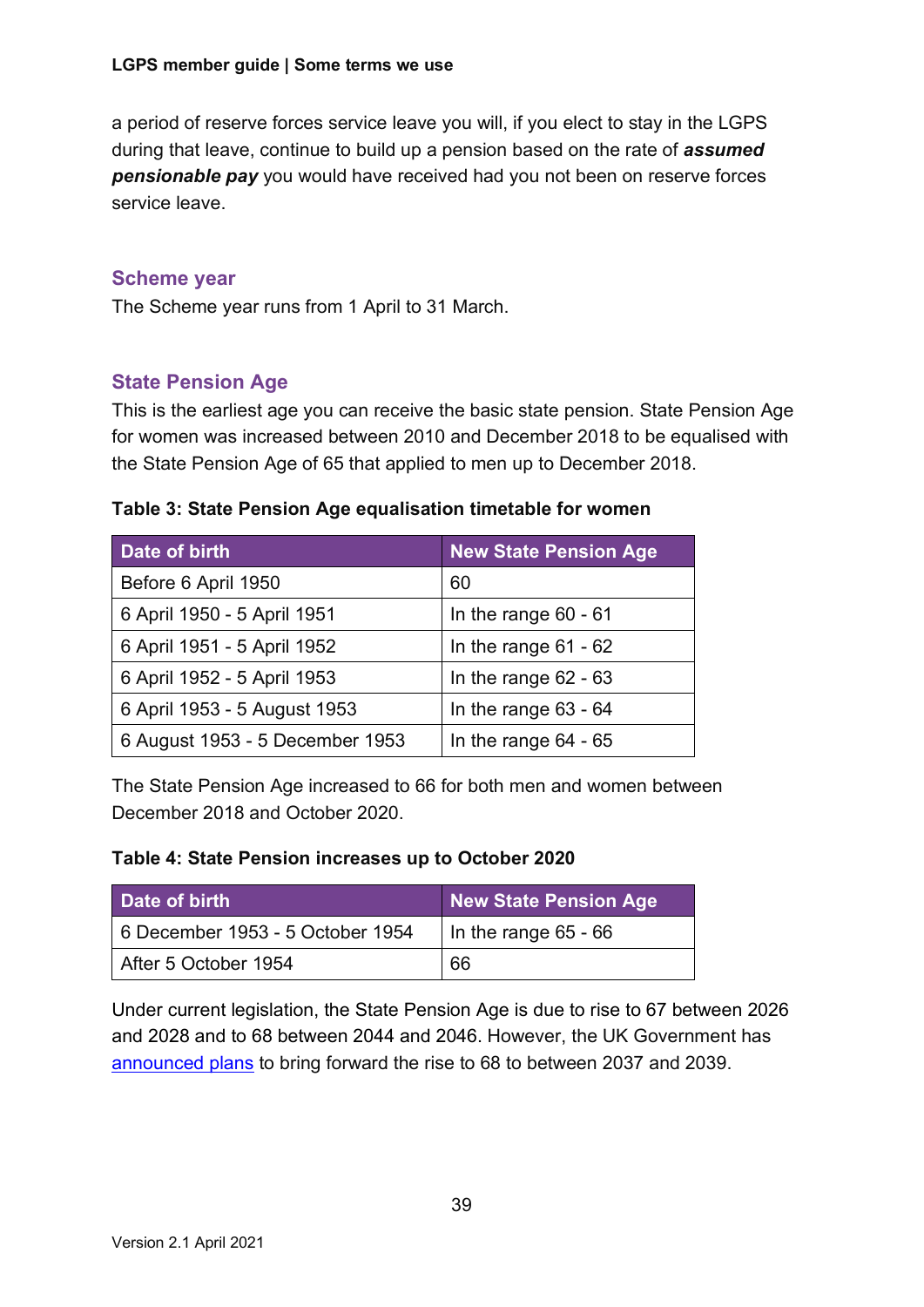a period of reserve forces service leave you will, if you elect to stay in the LGPS during that leave, continue to build up a pension based on the rate of ***assumed pensionable pay*** you would have received had you not been on reserve forces service leave.

## Scheme year

The Scheme year runs from 1 April to 31 March.

## State Pension Age

This is the earliest age you can receive the basic state pension. State Pension Age for women was increased between 2010 and December 2018 to be equalised with the State Pension Age of 65 that applied to men up to December 2018.

**Table 3: State Pension Age equalisation timetable for women**

| Date of birth | New State Pension Age |
|---|---|
| Before 6 April 1950 | 60 |
| 6 April 1950 - 5 April 1951 | In the range 60 - 61 |
| 6 April 1951 - 5 April 1952 | In the range 61 - 62 |
| 6 April 1952 - 5 April 1953 | In the range 62 - 63 |
| 6 April 1953 - 5 August 1953 | In the range 63 - 64 |
| 6 August 1953 - 5 December 1953 | In the range 64 - 65 |

The State Pension Age increased to 66 for both men and women between December 2018 and October 2020.

**Table 4: State Pension increases up to October 2020**

| Date of birth | New State Pension Age |
|---|---|
| 6 December 1953 - 5 October 1954 | In the range 65 - 66 |
| After 5 October 1954 | 66 |

Under current legislation, the State Pension Age is due to rise to 67 between 2026 and 2028 and to 68 between 2044 and 2046. However, the UK Government has announced plans to bring forward the rise to 68 to between 2037 and 2039.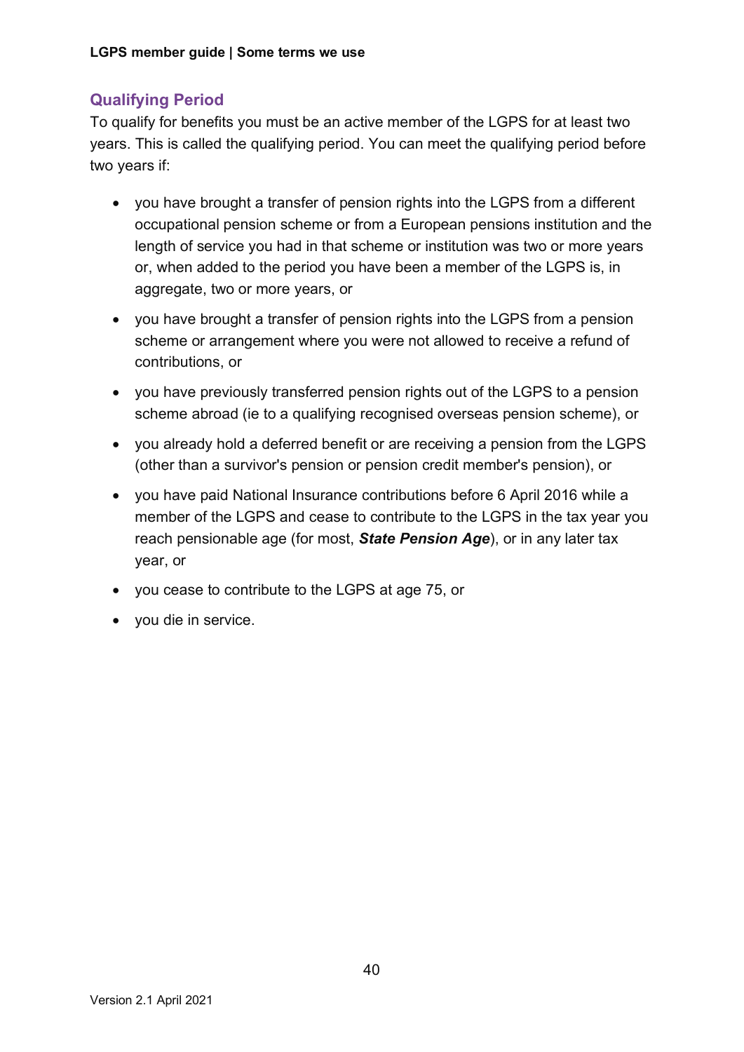## Qualifying Period

To qualify for benefits you must be an active member of the LGPS for at least two years. This is called the qualifying period. You can meet the qualifying period before two years if:

- you have brought a transfer of pension rights into the LGPS from a different occupational pension scheme or from a European pensions institution and the length of service you had in that scheme or institution was two or more years or, when added to the period you have been a member of the LGPS is, in aggregate, two or more years, or
- you have brought a transfer of pension rights into the LGPS from a pension scheme or arrangement where you were not allowed to receive a refund of contributions, or
- you have previously transferred pension rights out of the LGPS to a pension scheme abroad (ie to a qualifying recognised overseas pension scheme), or
- you already hold a deferred benefit or are receiving a pension from the LGPS (other than a survivor's pension or pension credit member's pension), or
- you have paid National Insurance contributions before 6 April 2016 while a member of the LGPS and cease to contribute to the LGPS in the tax year you reach pensionable age (for most, ***State Pension Age***), or in any later tax year, or
- you cease to contribute to the LGPS at age 75, or
- you die in service.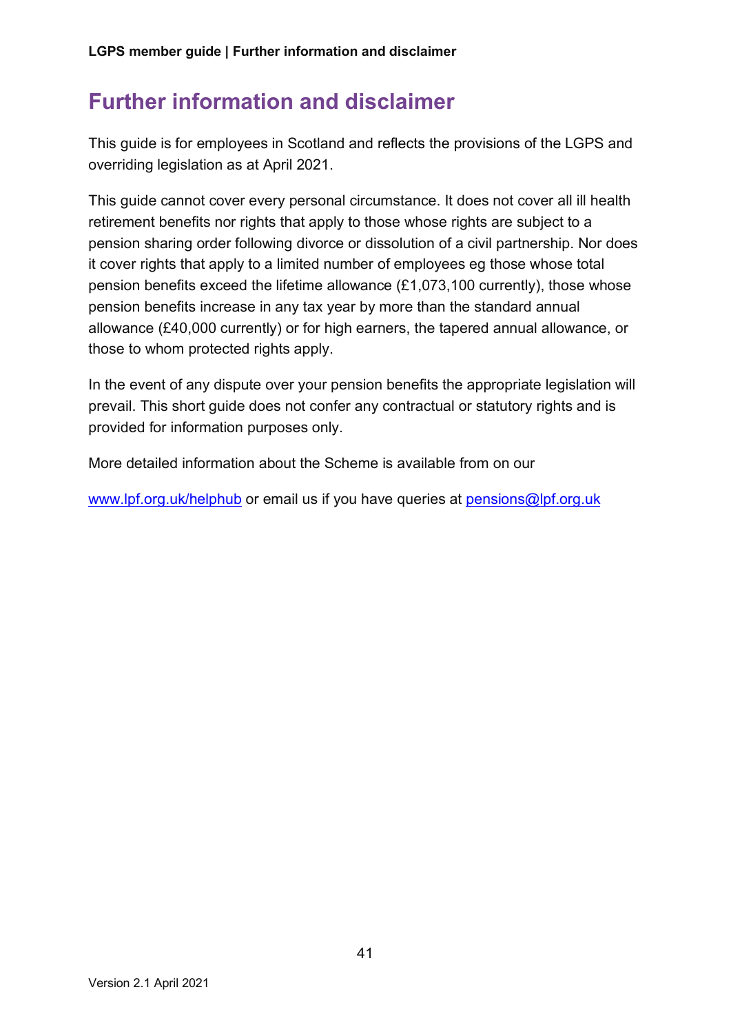# Further information and disclaimer

This guide is for employees in Scotland and reflects the provisions of the LGPS and overriding legislation as at April 2021.

This guide cannot cover every personal circumstance. It does not cover all ill health retirement benefits nor rights that apply to those whose rights are subject to a pension sharing order following divorce or dissolution of a civil partnership. Nor does it cover rights that apply to a limited number of employees eg those whose total pension benefits exceed the lifetime allowance (£1,073,100 currently), those whose pension benefits increase in any tax year by more than the standard annual allowance (£40,000 currently) or for high earners, the tapered annual allowance, or those to whom protected rights apply.

In the event of any dispute over your pension benefits the appropriate legislation will prevail. This short guide does not confer any contractual or statutory rights and is provided for information purposes only.

More detailed information about the Scheme is available from on our

[www.lpf.org.uk/helphub](http://www.lpf.org.uk/helphub) or email us if you have queries at [pensions@lpf.org.uk](mailto:pensions@lpf.org.uk)

Version 2.1 April 2021